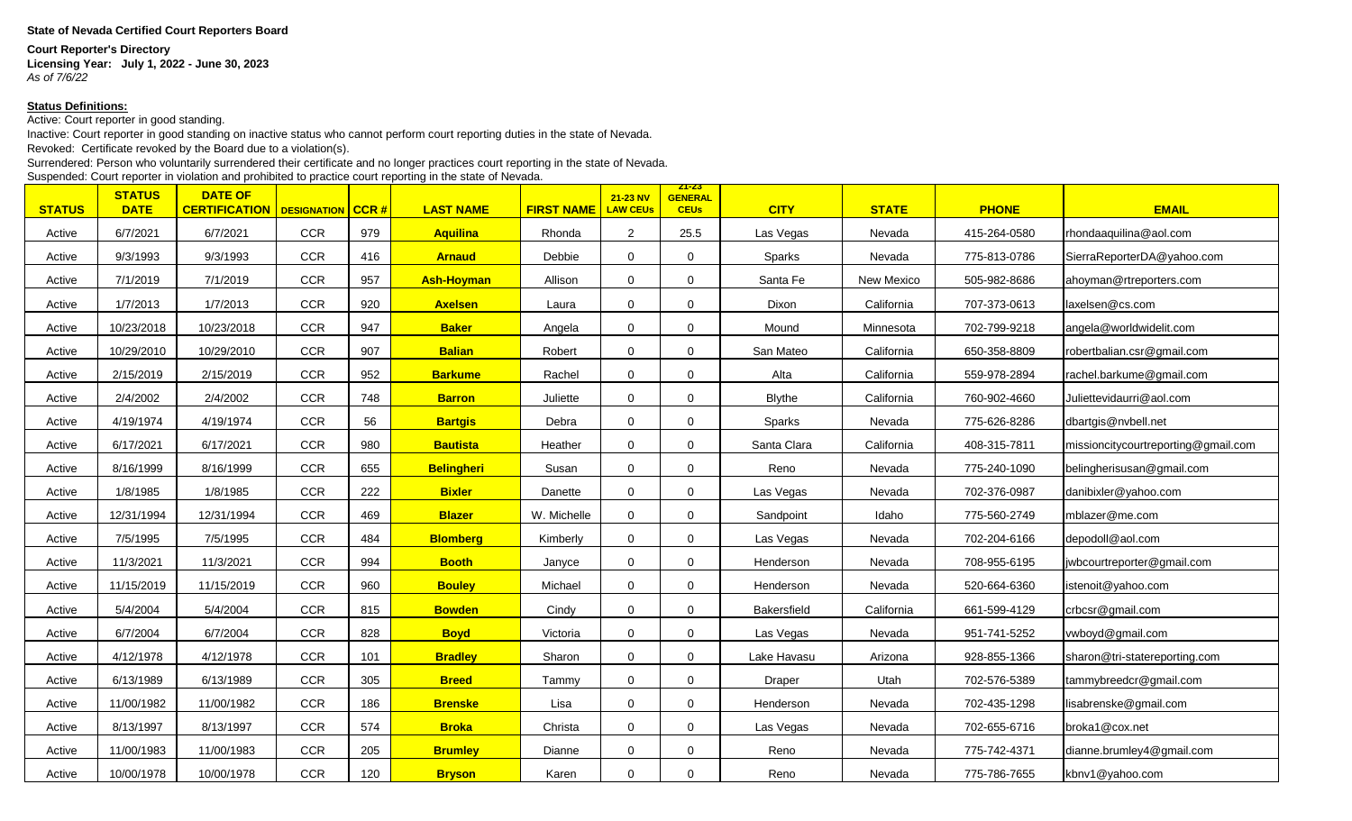**State of Nevada Certified Court Reporters Board**

**Court Reporter's Directory**
**Licensing Year: July 1, 2022 - June 30, 2023**
*As of 7/6/22*

**Status Definitions:**

Active: Court reporter in good standing.
Inactive: Court reporter in good standing on inactive status who cannot perform court reporting duties in the state of Nevada.
Revoked: Certificate revoked by the Board due to a violation(s).
Surrendered: Person who voluntarily surrendered their certificate and no longer practices court reporting in the state of Nevada.
Suspended: Court reporter in violation and prohibited to practice court reporting in the state of Nevada.

| STATUS | STATUS DATE | DATE OF CERTIFICATION | DESIGNATION | CCR # | LAST NAME | FIRST NAME | 21-23 NV LAW CEUs | 21-23 GENERAL CEUs | CITY | STATE | PHONE | EMAIL |
|---|---|---|---|---|---|---|---|---|---|---|---|---|
| Active | 6/7/2021 | 6/7/2021 | CCR | 979 | **Aquilina** | Rhonda | 2 | 25.5 | Las Vegas | Nevada | 415-264-0580 | rhondaaquilina@aol.com |
| Active | 9/3/1993 | 9/3/1993 | CCR | 416 | **Arnaud** | Debbie | 0 | 0 | Sparks | Nevada | 775-813-0786 | SierraReporterDA@yahoo.com |
| Active | 7/1/2019 | 7/1/2019 | CCR | 957 | **Ash-Hoyman** | Allison | 0 | 0 | Santa Fe | New Mexico | 505-982-8686 | ahoyman@rtreporters.com |
| Active | 1/7/2013 | 1/7/2013 | CCR | 920 | **Axelsen** | Laura | 0 | 0 | Dixon | California | 707-373-0613 | laxelsen@cs.com |
| Active | 10/23/2018 | 10/23/2018 | CCR | 947 | **Baker** | Angela | 0 | 0 | Mound | Minnesota | 702-799-9218 | angela@worldwidelit.com |
| Active | 10/29/2010 | 10/29/2010 | CCR | 907 | **Balian** | Robert | 0 | 0 | San Mateo | California | 650-358-8809 | robertbalian.csr@gmail.com |
| Active | 2/15/2019 | 2/15/2019 | CCR | 952 | **Barkume** | Rachel | 0 | 0 | Alta | California | 559-978-2894 | rachel.barkume@gmail.com |
| Active | 2/4/2002 | 2/4/2002 | CCR | 748 | **Barron** | Juliette | 0 | 0 | Blythe | California | 760-902-4660 | Juliettevidaurri@aol.com |
| Active | 4/19/1974 | 4/19/1974 | CCR | 56 | **Bartgis** | Debra | 0 | 0 | Sparks | Nevada | 775-626-8286 | dbartgis@nvbell.net |
| Active | 6/17/2021 | 6/17/2021 | CCR | 980 | **Bautista** | Heather | 0 | 0 | Santa Clara | California | 408-315-7811 | missioncitycourtreporting@gmail.com |
| Active | 8/16/1999 | 8/16/1999 | CCR | 655 | **Belingheri** | Susan | 0 | 0 | Reno | Nevada | 775-240-1090 | belingherisusan@gmail.com |
| Active | 1/8/1985 | 1/8/1985 | CCR | 222 | **Bixler** | Danette | 0 | 0 | Las Vegas | Nevada | 702-376-0987 | danibixler@yahoo.com |
| Active | 12/31/1994 | 12/31/1994 | CCR | 469 | **Blazer** | W. Michelle | 0 | 0 | Sandpoint | Idaho | 775-560-2749 | mblazer@me.com |
| Active | 7/5/1995 | 7/5/1995 | CCR | 484 | **Blomberg** | Kimberly | 0 | 0 | Las Vegas | Nevada | 702-204-6166 | depodoll@aol.com |
| Active | 11/3/2021 | 11/3/2021 | CCR | 994 | **Booth** | Janyce | 0 | 0 | Henderson | Nevada | 708-955-6195 | jwbcourtreporter@gmail.com |
| Active | 11/15/2019 | 11/15/2019 | CCR | 960 | **Bouley** | Michael | 0 | 0 | Henderson | Nevada | 520-664-6360 | istenoit@yahoo.com |
| Active | 5/4/2004 | 5/4/2004 | CCR | 815 | **Bowden** | Cindy | 0 | 0 | Bakersfield | California | 661-599-4129 | crbcsr@gmail.com |
| Active | 6/7/2004 | 6/7/2004 | CCR | 828 | **Boyd** | Victoria | 0 | 0 | Las Vegas | Nevada | 951-741-5252 | vwboyd@gmail.com |
| Active | 4/12/1978 | 4/12/1978 | CCR | 101 | **Bradley** | Sharon | 0 | 0 | Lake Havasu | Arizona | 928-855-1366 | sharon@tri-statereporting.com |
| Active | 6/13/1989 | 6/13/1989 | CCR | 305 | **Breed** | Tammy | 0 | 0 | Draper | Utah | 702-576-5389 | tammybreedcr@gmail.com |
| Active | 11/00/1982 | 11/00/1982 | CCR | 186 | **Brenske** | Lisa | 0 | 0 | Henderson | Nevada | 702-435-1298 | lisabrenske@gmail.com |
| Active | 8/13/1997 | 8/13/1997 | CCR | 574 | **Broka** | Christa | 0 | 0 | Las Vegas | Nevada | 702-655-6716 | broka1@cox.net |
| Active | 11/00/1983 | 11/00/1983 | CCR | 205 | **Brumley** | Dianne | 0 | 0 | Reno | Nevada | 775-742-4371 | dianne.brumley4@gmail.com |
| Active | 10/00/1978 | 10/00/1978 | CCR | 120 | **Bryson** | Karen | 0 | 0 | Reno | Nevada | 775-786-7655 | kbnv1@yahoo.com |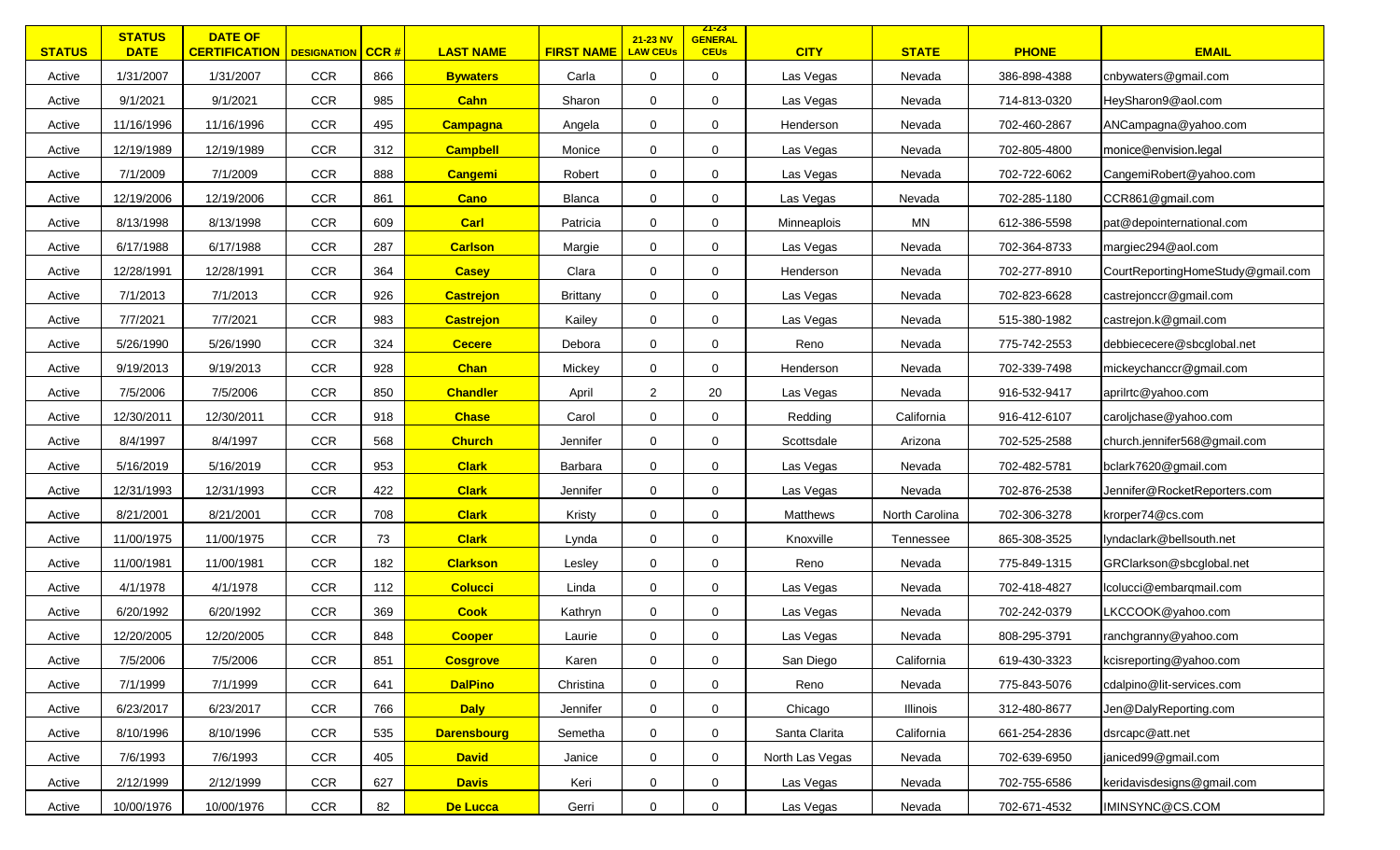| STATUS | STATUS DATE | DATE OF CERTIFICATION | DESIGNATION | CCR # | LAST NAME | FIRST NAME | 21-23 NV LAW CEUs | 21-23 GENERAL CEUs | CITY | STATE | PHONE | EMAIL |
|---|---|---|---|---|---|---|---|---|---|---|---|---|
| Active | 1/31/2007 | 1/31/2007 | CCR | 866 | **Bywaters** | Carla | 0 | 0 | Las Vegas | Nevada | 386-898-4388 | cnbywaters@gmail.com |
| Active | 9/1/2021 | 9/1/2021 | CCR | 985 | **Cahn** | Sharon | 0 | 0 | Las Vegas | Nevada | 714-813-0320 | HeySharon9@aol.com |
| Active | 11/16/1996 | 11/16/1996 | CCR | 495 | **Campagna** | Angela | 0 | 0 | Henderson | Nevada | 702-460-2867 | ANCampagna@yahoo.com |
| Active | 12/19/1989 | 12/19/1989 | CCR | 312 | **Campbell** | Monice | 0 | 0 | Las Vegas | Nevada | 702-805-4800 | monice@envision.legal |
| Active | 7/1/2009 | 7/1/2009 | CCR | 888 | **Cangemi** | Robert | 0 | 0 | Las Vegas | Nevada | 702-722-6062 | CangemiRobert@yahoo.com |
| Active | 12/19/2006 | 12/19/2006 | CCR | 861 | **Cano** | Blanca | 0 | 0 | Las Vegas | Nevada | 702-285-1180 | CCR861@gmail.com |
| Active | 8/13/1998 | 8/13/1998 | CCR | 609 | **Carl** | Patricia | 0 | 0 | Minneaplois | MN | 612-386-5598 | pat@depointernational.com |
| Active | 6/17/1988 | 6/17/1988 | CCR | 287 | **Carlson** | Margie | 0 | 0 | Las Vegas | Nevada | 702-364-8733 | margiec294@aol.com |
| Active | 12/28/1991 | 12/28/1991 | CCR | 364 | **Casey** | Clara | 0 | 0 | Henderson | Nevada | 702-277-8910 | CourtReportingHomeStudy@gmail.com |
| Active | 7/1/2013 | 7/1/2013 | CCR | 926 | **Castrejon** | Brittany | 0 | 0 | Las Vegas | Nevada | 702-823-6628 | castrejonccr@gmail.com |
| Active | 7/7/2021 | 7/7/2021 | CCR | 983 | **Castrejon** | Kailey | 0 | 0 | Las Vegas | Nevada | 515-380-1982 | castrejon.k@gmail.com |
| Active | 5/26/1990 | 5/26/1990 | CCR | 324 | **Cecere** | Debora | 0 | 0 | Reno | Nevada | 775-742-2553 | debbiececere@sbcglobal.net |
| Active | 9/19/2013 | 9/19/2013 | CCR | 928 | **Chan** | Mickey | 0 | 0 | Henderson | Nevada | 702-339-7498 | mickeychanccr@gmail.com |
| Active | 7/5/2006 | 7/5/2006 | CCR | 850 | **Chandler** | April | 2 | 20 | Las Vegas | Nevada | 916-532-9417 | aprilrtc@yahoo.com |
| Active | 12/30/2011 | 12/30/2011 | CCR | 918 | **Chase** | Carol | 0 | 0 | Redding | California | 916-412-6107 | caroljchase@yahoo.com |
| Active | 8/4/1997 | 8/4/1997 | CCR | 568 | **Church** | Jennifer | 0 | 0 | Scottsdale | Arizona | 702-525-2588 | church.jennifer568@gmail.com |
| Active | 5/16/2019 | 5/16/2019 | CCR | 953 | **Clark** | Barbara | 0 | 0 | Las Vegas | Nevada | 702-482-5781 | bclark7620@gmail.com |
| Active | 12/31/1993 | 12/31/1993 | CCR | 422 | **Clark** | Jennifer | 0 | 0 | Las Vegas | Nevada | 702-876-2538 | Jennifer@RocketReporters.com |
| Active | 8/21/2001 | 8/21/2001 | CCR | 708 | **Clark** | Kristy | 0 | 0 | Matthews | North Carolina | 702-306-3278 | krorper74@cs.com |
| Active | 11/00/1975 | 11/00/1975 | CCR | 73 | **Clark** | Lynda | 0 | 0 | Knoxville | Tennessee | 865-308-3525 | lyndaclark@bellsouth.net |
| Active | 11/00/1981 | 11/00/1981 | CCR | 182 | **Clarkson** | Lesley | 0 | 0 | Reno | Nevada | 775-849-1315 | GRClarkson@sbcglobal.net |
| Active | 4/1/1978 | 4/1/1978 | CCR | 112 | **Colucci** | Linda | 0 | 0 | Las Vegas | Nevada | 702-418-4827 | lcolucci@embarqmail.com |
| Active | 6/20/1992 | 6/20/1992 | CCR | 369 | **Cook** | Kathryn | 0 | 0 | Las Vegas | Nevada | 702-242-0379 | LKCCOOK@yahoo.com |
| Active | 12/20/2005 | 12/20/2005 | CCR | 848 | **Cooper** | Laurie | 0 | 0 | Las Vegas | Nevada | 808-295-3791 | ranchgranny@yahoo.com |
| Active | 7/5/2006 | 7/5/2006 | CCR | 851 | **Cosgrove** | Karen | 0 | 0 | San Diego | California | 619-430-3323 | kcisreporting@yahoo.com |
| Active | 7/1/1999 | 7/1/1999 | CCR | 641 | **DalPino** | Christina | 0 | 0 | Reno | Nevada | 775-843-5076 | cdalpino@lit-services.com |
| Active | 6/23/2017 | 6/23/2017 | CCR | 766 | **Daly** | Jennifer | 0 | 0 | Chicago | Illinois | 312-480-8677 | Jen@DalyReporting.com |
| Active | 8/10/1996 | 8/10/1996 | CCR | 535 | **Darensbourg** | Semetha | 0 | 0 | Santa Clarita | California | 661-254-2836 | dsrcapc@att.net |
| Active | 7/6/1993 | 7/6/1993 | CCR | 405 | **David** | Janice | 0 | 0 | North Las Vegas | Nevada | 702-639-6950 | janiced99@gmail.com |
| Active | 2/12/1999 | 2/12/1999 | CCR | 627 | **Davis** | Keri | 0 | 0 | Las Vegas | Nevada | 702-755-6586 | keridavisdesigns@gmail.com |
| Active | 10/00/1976 | 10/00/1976 | CCR | 82 | **De Lucca** | Gerri | 0 | 0 | Las Vegas | Nevada | 702-671-4532 | IMINSYNC@CS.COM |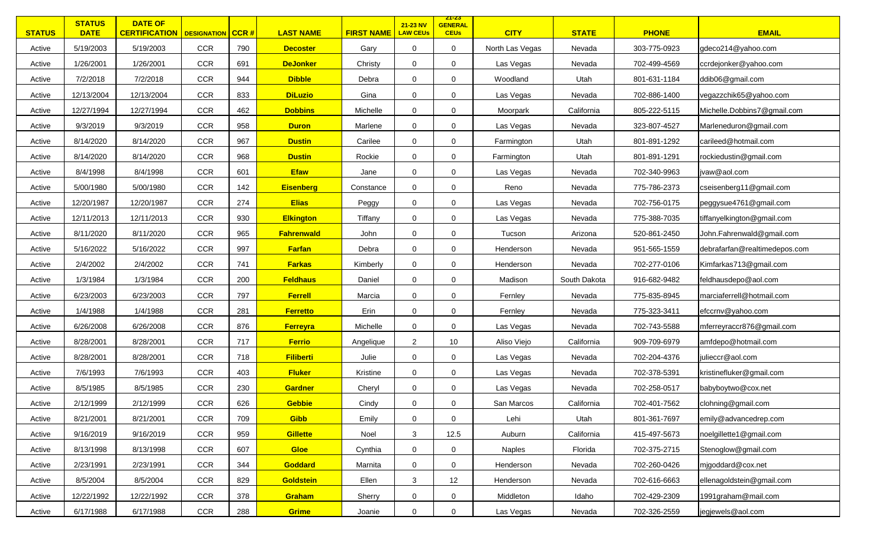| STATUS | STATUS DATE | DATE OF CERTIFICATION | DESIGNATION | CCR # | LAST NAME | FIRST NAME | 21-23 NV LAW CEUs | 21-23 GENERAL CEUs | CITY | STATE | PHONE | EMAIL |
|---|---|---|---|---|---|---|---|---|---|---|---|---|
| Active | 5/19/2003 | 5/19/2003 | CCR | 790 | Decoster | Gary | 0 | 0 | North Las Vegas | Nevada | 303-775-0923 | gdeco214@yahoo.com |
| Active | 1/26/2001 | 1/26/2001 | CCR | 691 | DeJonker | Christy | 0 | 0 | Las Vegas | Nevada | 702-499-4569 | ccrdejonker@yahoo.com |
| Active | 7/2/2018 | 7/2/2018 | CCR | 944 | Dibble | Debra | 0 | 0 | Woodland | Utah | 801-631-1184 | ddib06@gmail.com |
| Active | 12/13/2004 | 12/13/2004 | CCR | 833 | DiLuzio | Gina | 0 | 0 | Las Vegas | Nevada | 702-886-1400 | vegazzchik65@yahoo.com |
| Active | 12/27/1994 | 12/27/1994 | CCR | 462 | Dobbins | Michelle | 0 | 0 | Moorpark | California | 805-222-5115 | Michelle.Dobbins7@gmail.com |
| Active | 9/3/2019 | 9/3/2019 | CCR | 958 | Duron | Marlene | 0 | 0 | Las Vegas | Nevada | 323-807-4527 | Marleneduron@gmail.com |
| Active | 8/14/2020 | 8/14/2020 | CCR | 967 | Dustin | Carilee | 0 | 0 | Farmington | Utah | 801-891-1292 | carileed@hotmail.com |
| Active | 8/14/2020 | 8/14/2020 | CCR | 968 | Dustin | Rockie | 0 | 0 | Farmington | Utah | 801-891-1291 | rockiedustin@gmail.com |
| Active | 8/4/1998 | 8/4/1998 | CCR | 601 | Efaw | Jane | 0 | 0 | Las Vegas | Nevada | 702-340-9963 | jvaw@aol.com |
| Active | 5/00/1980 | 5/00/1980 | CCR | 142 | Eisenberg | Constance | 0 | 0 | Reno | Nevada | 775-786-2373 | cseisenberg11@gmail.com |
| Active | 12/20/1987 | 12/20/1987 | CCR | 274 | Elias | Peggy | 0 | 0 | Las Vegas | Nevada | 702-756-0175 | peggysue4761@gmail.com |
| Active | 12/11/2013 | 12/11/2013 | CCR | 930 | Elkington | Tiffany | 0 | 0 | Las Vegas | Nevada | 775-388-7035 | tiffanyelkington@gmail.com |
| Active | 8/11/2020 | 8/11/2020 | CCR | 965 | Fahrenwald | John | 0 | 0 | Tucson | Arizona | 520-861-2450 | John.Fahrenwald@gmail.com |
| Active | 5/16/2022 | 5/16/2022 | CCR | 997 | Farfan | Debra | 0 | 0 | Henderson | Nevada | 951-565-1559 | debrafarfan@realtimedepos.com |
| Active | 2/4/2002 | 2/4/2002 | CCR | 741 | Farkas | Kimberly | 0 | 0 | Henderson | Nevada | 702-277-0106 | Kimfarkas713@gmail.com |
| Active | 1/3/1984 | 1/3/1984 | CCR | 200 | Feldhaus | Daniel | 0 | 0 | Madison | South Dakota | 916-682-9482 | feldhausdepo@aol.com |
| Active | 6/23/2003 | 6/23/2003 | CCR | 797 | Ferrell | Marcia | 0 | 0 | Fernley | Nevada | 775-835-8945 | marciaferrell@hotmail.com |
| Active | 1/4/1988 | 1/4/1988 | CCR | 281 | Ferretto | Erin | 0 | 0 | Fernley | Nevada | 775-323-3411 | efccrnv@yahoo.com |
| Active | 6/26/2008 | 6/26/2008 | CCR | 876 | Ferreyra | Michelle | 0 | 0 | Las Vegas | Nevada | 702-743-5588 | mferreyraccr876@gmail.com |
| Active | 8/28/2001 | 8/28/2001 | CCR | 717 | Ferrio | Angelique | 2 | 10 | Aliso Viejo | California | 909-709-6979 | amfdepo@hotmail.com |
| Active | 8/28/2001 | 8/28/2001 | CCR | 718 | Filiberti | Julie | 0 | 0 | Las Vegas | Nevada | 702-204-4376 | julieccr@aol.com |
| Active | 7/6/1993 | 7/6/1993 | CCR | 403 | Fluker | Kristine | 0 | 0 | Las Vegas | Nevada | 702-378-5391 | kristinefluker@gmail.com |
| Active | 8/5/1985 | 8/5/1985 | CCR | 230 | Gardner | Cheryl | 0 | 0 | Las Vegas | Nevada | 702-258-0517 | babyboytwo@cox.net |
| Active | 2/12/1999 | 2/12/1999 | CCR | 626 | Gebbie | Cindy | 0 | 0 | San Marcos | California | 702-401-7562 | clohning@gmail.com |
| Active | 8/21/2001 | 8/21/2001 | CCR | 709 | Gibb | Emily | 0 | 0 | Lehi | Utah | 801-361-7697 | emily@advancedrep.com |
| Active | 9/16/2019 | 9/16/2019 | CCR | 959 | Gillette | Noel | 3 | 12.5 | Auburn | California | 415-497-5673 | noelgillette1@gmail.com |
| Active | 8/13/1998 | 8/13/1998 | CCR | 607 | Gloe | Cynthia | 0 | 0 | Naples | Florida | 702-375-2715 | Stenoglow@gmail.com |
| Active | 2/23/1991 | 2/23/1991 | CCR | 344 | Goddard | Marnita | 0 | 0 | Henderson | Nevada | 702-260-0426 | mjgoddard@cox.net |
| Active | 8/5/2004 | 8/5/2004 | CCR | 829 | Goldstein | Ellen | 3 | 12 | Henderson | Nevada | 702-616-6663 | ellenagoldstein@gmail.com |
| Active | 12/22/1992 | 12/22/1992 | CCR | 378 | Graham | Sherry | 0 | 0 | Middleton | Idaho | 702-429-2309 | 1991graham@mail.com |
| Active | 6/17/1988 | 6/17/1988 | CCR | 288 | Grime | Joanie | 0 | 0 | Las Vegas | Nevada | 702-326-2559 | jegjewels@aol.com |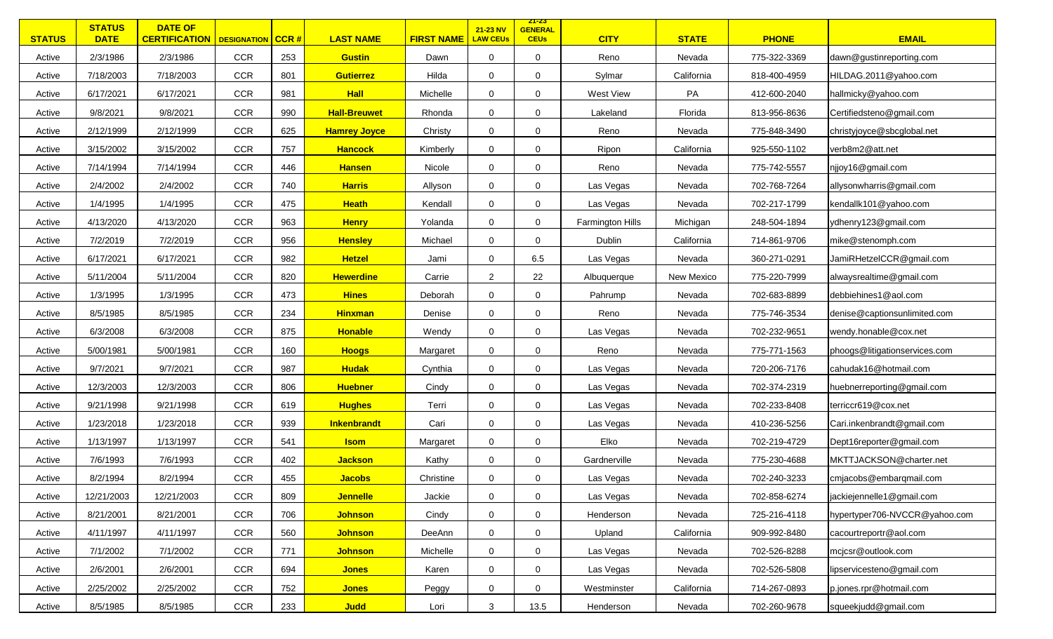| STATUS | STATUS DATE | DATE OF CERTIFICATION | DESIGNATION | CCR # | LAST NAME | FIRST NAME | 21-23 NV LAW CEUs | 21-23 GENERAL CEUs | CITY | STATE | PHONE | EMAIL |
|---|---|---|---|---|---|---|---|---|---|---|---|---|
| Active | 2/3/1986 | 2/3/1986 | CCR | 253 | Gustin | Dawn | 0 | 0 | Reno | Nevada | 775-322-3369 | dawn@gustinreporting.com |
| Active | 7/18/2003 | 7/18/2003 | CCR | 801 | Gutierrez | Hilda | 0 | 0 | Sylmar | California | 818-400-4959 | HILDAG.2011@yahoo.com |
| Active | 6/17/2021 | 6/17/2021 | CCR | 981 | Hall | Michelle | 0 | 0 | West View | PA | 412-600-2040 | hallmicky@yahoo.com |
| Active | 9/8/2021 | 9/8/2021 | CCR | 990 | Hall-Breuwet | Rhonda | 0 | 0 | Lakeland | Florida | 813-956-8636 | Certifiedsteno@gmail.com |
| Active | 2/12/1999 | 2/12/1999 | CCR | 625 | Hamrey Joyce | Christy | 0 | 0 | Reno | Nevada | 775-848-3490 | christyjoyce@sbcglobal.net |
| Active | 3/15/2002 | 3/15/2002 | CCR | 757 | Hancock | Kimberly | 0 | 0 | Ripon | California | 925-550-1102 | verb8m2@att.net |
| Active | 7/14/1994 | 7/14/1994 | CCR | 446 | Hansen | Nicole | 0 | 0 | Reno | Nevada | 775-742-5557 | njjoy16@gmail.com |
| Active | 2/4/2002 | 2/4/2002 | CCR | 740 | Harris | Allyson | 0 | 0 | Las Vegas | Nevada | 702-768-7264 | allysonwharris@gmail.com |
| Active | 1/4/1995 | 1/4/1995 | CCR | 475 | Heath | Kendall | 0 | 0 | Las Vegas | Nevada | 702-217-1799 | kendallk101@yahoo.com |
| Active | 4/13/2020 | 4/13/2020 | CCR | 963 | Henry | Yolanda | 0 | 0 | Farmington Hills | Michigan | 248-504-1894 | ydhenry123@gmail.com |
| Active | 7/2/2019 | 7/2/2019 | CCR | 956 | Hensley | Michael | 0 | 0 | Dublin | California | 714-861-9706 | mike@stenomph.com |
| Active | 6/17/2021 | 6/17/2021 | CCR | 982 | Hetzel | Jami | 0 | 6.5 | Las Vegas | Nevada | 360-271-0291 | JamiRHetzelCCR@gmail.com |
| Active | 5/11/2004 | 5/11/2004 | CCR | 820 | Hewerdine | Carrie | 2 | 22 | Albuquerque | New Mexico | 775-220-7999 | alwaysrealtime@gmail.com |
| Active | 1/3/1995 | 1/3/1995 | CCR | 473 | Hines | Deborah | 0 | 0 | Pahrump | Nevada | 702-683-8899 | debbiehines1@aol.com |
| Active | 8/5/1985 | 8/5/1985 | CCR | 234 | Hinxman | Denise | 0 | 0 | Reno | Nevada | 775-746-3534 | denise@captionsunlimited.com |
| Active | 6/3/2008 | 6/3/2008 | CCR | 875 | Honable | Wendy | 0 | 0 | Las Vegas | Nevada | 702-232-9651 | wendy.honable@cox.net |
| Active | 5/00/1981 | 5/00/1981 | CCR | 160 | Hoogs | Margaret | 0 | 0 | Reno | Nevada | 775-771-1563 | phoogs@litigationservices.com |
| Active | 9/7/2021 | 9/7/2021 | CCR | 987 | Hudak | Cynthia | 0 | 0 | Las Vegas | Nevada | 720-206-7176 | cahudak16@hotmail.com |
| Active | 12/3/2003 | 12/3/2003 | CCR | 806 | Huebner | Cindy | 0 | 0 | Las Vegas | Nevada | 702-374-2319 | huebnerreporting@gmail.com |
| Active | 9/21/1998 | 9/21/1998 | CCR | 619 | Hughes | Terri | 0 | 0 | Las Vegas | Nevada | 702-233-8408 | terriccr619@cox.net |
| Active | 1/23/2018 | 1/23/2018 | CCR | 939 | Inkenbrandt | Cari | 0 | 0 | Las Vegas | Nevada | 410-236-5256 | Cari.inkenbrandt@gmail.com |
| Active | 1/13/1997 | 1/13/1997 | CCR | 541 | Isom | Margaret | 0 | 0 | Elko | Nevada | 702-219-4729 | Dept16reporter@gmail.com |
| Active | 7/6/1993 | 7/6/1993 | CCR | 402 | Jackson | Kathy | 0 | 0 | Gardnerville | Nevada | 775-230-4688 | MKTTJACKSON@charter.net |
| Active | 8/2/1994 | 8/2/1994 | CCR | 455 | Jacobs | Christine | 0 | 0 | Las Vegas | Nevada | 702-240-3233 | cmjacobs@embarqmail.com |
| Active | 12/21/2003 | 12/21/2003 | CCR | 809 | Jennelle | Jackie | 0 | 0 | Las Vegas | Nevada | 702-858-6274 | jackiejennelle1@gmail.com |
| Active | 8/21/2001 | 8/21/2001 | CCR | 706 | Johnson | Cindy | 0 | 0 | Henderson | Nevada | 725-216-4118 | hypertyper706-NVCCR@yahoo.com |
| Active | 4/11/1997 | 4/11/1997 | CCR | 560 | Johnson | DeeAnn | 0 | 0 | Upland | California | 909-992-8480 | cacourtreportr@aol.com |
| Active | 7/1/2002 | 7/1/2002 | CCR | 771 | Johnson | Michelle | 0 | 0 | Las Vegas | Nevada | 702-526-8288 | mcjcsr@outlook.com |
| Active | 2/6/2001 | 2/6/2001 | CCR | 694 | Jones | Karen | 0 | 0 | Las Vegas | Nevada | 702-526-5808 | lipservicesteno@gmail.com |
| Active | 2/25/2002 | 2/25/2002 | CCR | 752 | Jones | Peggy | 0 | 0 | Westminster | California | 714-267-0893 | p.jones.rpr@hotmail.com |
| Active | 8/5/1985 | 8/5/1985 | CCR | 233 | Judd | Lori | 3 | 13.5 | Henderson | Nevada | 702-260-9678 | squeekjudd@gmail.com |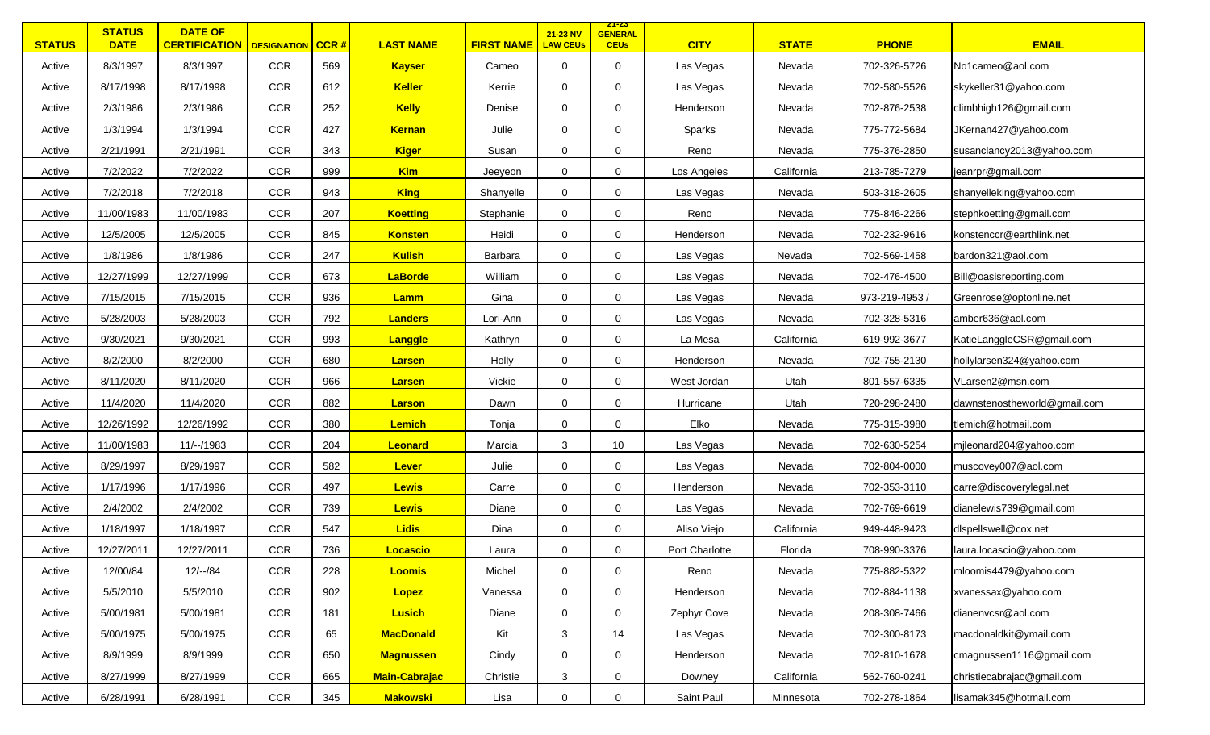| STATUS | STATUS DATE | DATE OF CERTIFICATION | DESIGNATION | CCR # | LAST NAME | FIRST NAME | 21-23 NV LAW CEUs | 21-23 GENERAL CEUs | CITY | STATE | PHONE | EMAIL |
|---|---|---|---|---|---|---|---|---|---|---|---|---|
| Active | 8/3/1997 | 8/3/1997 | CCR | 569 | **Kayser** | Cameo | 0 | 0 | Las Vegas | Nevada | 702-326-5726 | No1cameo@aol.com |
| Active | 8/17/1998 | 8/17/1998 | CCR | 612 | **Keller** | Kerrie | 0 | 0 | Las Vegas | Nevada | 702-580-5526 | skykeller31@yahoo.com |
| Active | 2/3/1986 | 2/3/1986 | CCR | 252 | **Kelly** | Denise | 0 | 0 | Henderson | Nevada | 702-876-2538 | climbhigh126@gmail.com |
| Active | 1/3/1994 | 1/3/1994 | CCR | 427 | **Kernan** | Julie | 0 | 0 | Sparks | Nevada | 775-772-5684 | JKernan427@yahoo.com |
| Active | 2/21/1991 | 2/21/1991 | CCR | 343 | **Kiger** | Susan | 0 | 0 | Reno | Nevada | 775-376-2850 | susanclancy2013@yahoo.com |
| Active | 7/2/2022 | 7/2/2022 | CCR | 999 | **Kim** | Jeeyeon | 0 | 0 | Los Angeles | California | 213-785-7279 | jeanrpr@gmail.com |
| Active | 7/2/2018 | 7/2/2018 | CCR | 943 | **King** | Shanyelle | 0 | 0 | Las Vegas | Nevada | 503-318-2605 | shanyelleking@yahoo.com |
| Active | 11/00/1983 | 11/00/1983 | CCR | 207 | **Koetting** | Stephanie | 0 | 0 | Reno | Nevada | 775-846-2266 | stephkoetting@gmail.com |
| Active | 12/5/2005 | 12/5/2005 | CCR | 845 | **Konsten** | Heidi | 0 | 0 | Henderson | Nevada | 702-232-9616 | konstenccr@earthlink.net |
| Active | 1/8/1986 | 1/8/1986 | CCR | 247 | **Kulish** | Barbara | 0 | 0 | Las Vegas | Nevada | 702-569-1458 | bardon321@aol.com |
| Active | 12/27/1999 | 12/27/1999 | CCR | 673 | **LaBorde** | William | 0 | 0 | Las Vegas | Nevada | 702-476-4500 | Bill@oasisreporting.com |
| Active | 7/15/2015 | 7/15/2015 | CCR | 936 | **Lamm** | Gina | 0 | 0 | Las Vegas | Nevada | 973-219-4953 / | Greenrose@optonline.net |
| Active | 5/28/2003 | 5/28/2003 | CCR | 792 | **Landers** | Lori-Ann | 0 | 0 | Las Vegas | Nevada | 702-328-5316 | amber636@aol.com |
| Active | 9/30/2021 | 9/30/2021 | CCR | 993 | **Langgle** | Kathryn | 0 | 0 | La Mesa | California | 619-992-3677 | KatieLanggleCSR@gmail.com |
| Active | 8/2/2000 | 8/2/2000 | CCR | 680 | **Larsen** | Holly | 0 | 0 | Henderson | Nevada | 702-755-2130 | hollylarsen324@yahoo.com |
| Active | 8/11/2020 | 8/11/2020 | CCR | 966 | **Larsen** | Vickie | 0 | 0 | West Jordan | Utah | 801-557-6335 | VLarsen2@msn.com |
| Active | 11/4/2020 | 11/4/2020 | CCR | 882 | **Larson** | Dawn | 0 | 0 | Hurricane | Utah | 720-298-2480 | dawnstenostheworld@gmail.com |
| Active | 12/26/1992 | 12/26/1992 | CCR | 380 | **Lemich** | Tonja | 0 | 0 | Elko | Nevada | 775-315-3980 | tlemich@hotmail.com |
| Active | 11/00/1983 | 11/--/1983 | CCR | 204 | **Leonard** | Marcia | 3 | 10 | Las Vegas | Nevada | 702-630-5254 | mjleonard204@yahoo.com |
| Active | 8/29/1997 | 8/29/1997 | CCR | 582 | **Lever** | Julie | 0 | 0 | Las Vegas | Nevada | 702-804-0000 | muscovey007@aol.com |
| Active | 1/17/1996 | 1/17/1996 | CCR | 497 | **Lewis** | Carre | 0 | 0 | Henderson | Nevada | 702-353-3110 | carre@discoverylegal.net |
| Active | 2/4/2002 | 2/4/2002 | CCR | 739 | **Lewis** | Diane | 0 | 0 | Las Vegas | Nevada | 702-769-6619 | dianelewis739@gmail.com |
| Active | 1/18/1997 | 1/18/1997 | CCR | 547 | **Lidis** | Dina | 0 | 0 | Aliso Viejo | California | 949-448-9423 | dlspellswell@cox.net |
| Active | 12/27/2011 | 12/27/2011 | CCR | 736 | **Locascio** | Laura | 0 | 0 | Port Charlotte | Florida | 708-990-3376 | laura.locascio@yahoo.com |
| Active | 12/00/84 | 12/--/84 | CCR | 228 | **Loomis** | Michel | 0 | 0 | Reno | Nevada | 775-882-5322 | mloomis4479@yahoo.com |
| Active | 5/5/2010 | 5/5/2010 | CCR | 902 | **Lopez** | Vanessa | 0 | 0 | Henderson | Nevada | 702-884-1138 | xvanessax@yahoo.com |
| Active | 5/00/1981 | 5/00/1981 | CCR | 181 | **Lusich** | Diane | 0 | 0 | Zephyr Cove | Nevada | 208-308-7466 | dianenvcsr@aol.com |
| Active | 5/00/1975 | 5/00/1975 | CCR | 65 | **MacDonald** | Kit | 3 | 14 | Las Vegas | Nevada | 702-300-8173 | macdonaldkit@ymail.com |
| Active | 8/9/1999 | 8/9/1999 | CCR | 650 | **Magnussen** | Cindy | 0 | 0 | Henderson | Nevada | 702-810-1678 | cmagnussen1116@gmail.com |
| Active | 8/27/1999 | 8/27/1999 | CCR | 665 | **Main-Cabrajac** | Christie | 3 | 0 | Downey | California | 562-760-0241 | christiecabrajac@gmail.com |
| Active | 6/28/1991 | 6/28/1991 | CCR | 345 | **Makowski** | Lisa | 0 | 0 | Saint Paul | Minnesota | 702-278-1864 | lisamak345@hotmail.com |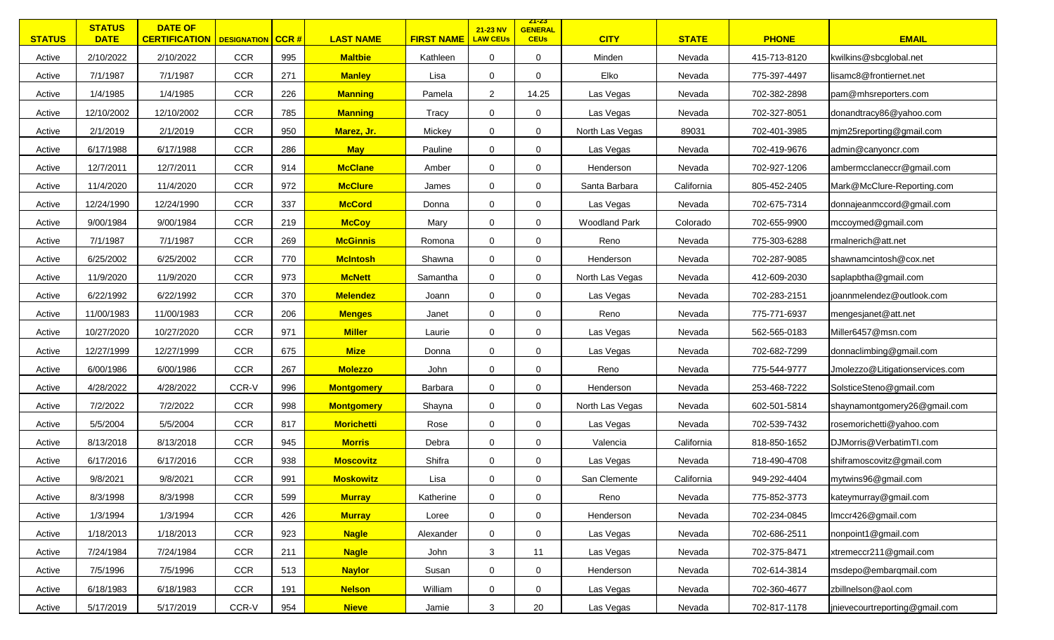| STATUS | STATUS DATE | DATE OF CERTIFICATION | DESIGNATION | CCR # | LAST NAME | FIRST NAME | 21-23 NV LAW CEUs | 21-23 GENERAL CEUs | CITY | STATE | PHONE | EMAIL |
|---|---|---|---|---|---|---|---|---|---|---|---|---|
| Active | 2/10/2022 | 2/10/2022 | CCR | 995 | Maltbie | Kathleen | 0 | 0 | Minden | Nevada | 415-713-8120 | kwilkins@sbcglobal.net |
| Active | 7/1/1987 | 7/1/1987 | CCR | 271 | Manley | Lisa | 0 | 0 | Elko | Nevada | 775-397-4497 | lisamc8@frontiernet.net |
| Active | 1/4/1985 | 1/4/1985 | CCR | 226 | Manning | Pamela | 2 | 14.25 | Las Vegas | Nevada | 702-382-2898 | pam@mhsreporters.com |
| Active | 12/10/2002 | 12/10/2002 | CCR | 785 | Manning | Tracy | 0 | 0 | Las Vegas | Nevada | 702-327-8051 | donandtracy86@yahoo.com |
| Active | 2/1/2019 | 2/1/2019 | CCR | 950 | Marez, Jr. | Mickey | 0 | 0 | North Las Vegas | 89031 | 702-401-3985 | mjm25reporting@gmail.com |
| Active | 6/17/1988 | 6/17/1988 | CCR | 286 | May | Pauline | 0 | 0 | Las Vegas | Nevada | 702-419-9676 | admin@canyoncr.com |
| Active | 12/7/2011 | 12/7/2011 | CCR | 914 | McClane | Amber | 0 | 0 | Henderson | Nevada | 702-927-1206 | ambermcclaneccr@gmail.com |
| Active | 11/4/2020 | 11/4/2020 | CCR | 972 | McClure | James | 0 | 0 | Santa Barbara | California | 805-452-2405 | Mark@McClure-Reporting.com |
| Active | 12/24/1990 | 12/24/1990 | CCR | 337 | McCord | Donna | 0 | 0 | Las Vegas | Nevada | 702-675-7314 | donnajeanmccord@gmail.com |
| Active | 9/00/1984 | 9/00/1984 | CCR | 219 | McCoy | Mary | 0 | 0 | Woodland Park | Colorado | 702-655-9900 | mccoymed@gmail.com |
| Active | 7/1/1987 | 7/1/1987 | CCR | 269 | McGinnis | Romona | 0 | 0 | Reno | Nevada | 775-303-6288 | rmalnerich@att.net |
| Active | 6/25/2002 | 6/25/2002 | CCR | 770 | McIntosh | Shawna | 0 | 0 | Henderson | Nevada | 702-287-9085 | shawnamcintosh@cox.net |
| Active | 11/9/2020 | 11/9/2020 | CCR | 973 | McNett | Samantha | 0 | 0 | North Las Vegas | Nevada | 412-609-2030 | saplapbtha@gmail.com |
| Active | 6/22/1992 | 6/22/1992 | CCR | 370 | Melendez | Joann | 0 | 0 | Las Vegas | Nevada | 702-283-2151 | joannmelendez@outlook.com |
| Active | 11/00/1983 | 11/00/1983 | CCR | 206 | Menges | Janet | 0 | 0 | Reno | Nevada | 775-771-6937 | mengesjanet@att.net |
| Active | 10/27/2020 | 10/27/2020 | CCR | 971 | Miller | Laurie | 0 | 0 | Las Vegas | Nevada | 562-565-0183 | Miller6457@msn.com |
| Active | 12/27/1999 | 12/27/1999 | CCR | 675 | Mize | Donna | 0 | 0 | Las Vegas | Nevada | 702-682-7299 | donnaclimbing@gmail.com |
| Active | 6/00/1986 | 6/00/1986 | CCR | 267 | Molezzo | John | 0 | 0 | Reno | Nevada | 775-544-9777 | Jmolezzo@Litigationservices.com |
| Active | 4/28/2022 | 4/28/2022 | CCR-V | 996 | Montgomery | Barbara | 0 | 0 | Henderson | Nevada | 253-468-7222 | SolsticeSteno@gmail.com |
| Active | 7/2/2022 | 7/2/2022 | CCR | 998 | Montgomery | Shayna | 0 | 0 | North Las Vegas | Nevada | 602-501-5814 | shaynamontgomery26@gmail.com |
| Active | 5/5/2004 | 5/5/2004 | CCR | 817 | Morichetti | Rose | 0 | 0 | Las Vegas | Nevada | 702-539-7432 | rosemorichetti@yahoo.com |
| Active | 8/13/2018 | 8/13/2018 | CCR | 945 | Morris | Debra | 0 | 0 | Valencia | California | 818-850-1652 | DJMorris@VerbatimTI.com |
| Active | 6/17/2016 | 6/17/2016 | CCR | 938 | Moscovitz | Shifra | 0 | 0 | Las Vegas | Nevada | 718-490-4708 | shiframoscovitz@gmail.com |
| Active | 9/8/2021 | 9/8/2021 | CCR | 991 | Moskowitz | Lisa | 0 | 0 | San Clemente | California | 949-292-4404 | mytwins96@gmail.com |
| Active | 8/3/1998 | 8/3/1998 | CCR | 599 | Murray | Katherine | 0 | 0 | Reno | Nevada | 775-852-3773 | kateymurray@gmail.com |
| Active | 1/3/1994 | 1/3/1994 | CCR | 426 | Murray | Loree | 0 | 0 | Henderson | Nevada | 702-234-0845 | lmccr426@gmail.com |
| Active | 1/18/2013 | 1/18/2013 | CCR | 923 | Nagle | Alexander | 0 | 0 | Las Vegas | Nevada | 702-686-2511 | nonpoint1@gmail.com |
| Active | 7/24/1984 | 7/24/1984 | CCR | 211 | Nagle | John | 3 | 11 | Las Vegas | Nevada | 702-375-8471 | xtremeccr211@gmail.com |
| Active | 7/5/1996 | 7/5/1996 | CCR | 513 | Naylor | Susan | 0 | 0 | Henderson | Nevada | 702-614-3814 | msdepo@embarqmail.com |
| Active | 6/18/1983 | 6/18/1983 | CCR | 191 | Nelson | William | 0 | 0 | Las Vegas | Nevada | 702-360-4677 | zbillnelson@aol.com |
| Active | 5/17/2019 | 5/17/2019 | CCR-V | 954 | Nieve | Jamie | 3 | 20 | Las Vegas | Nevada | 702-817-1178 | jnievecourtreporting@gmail.com |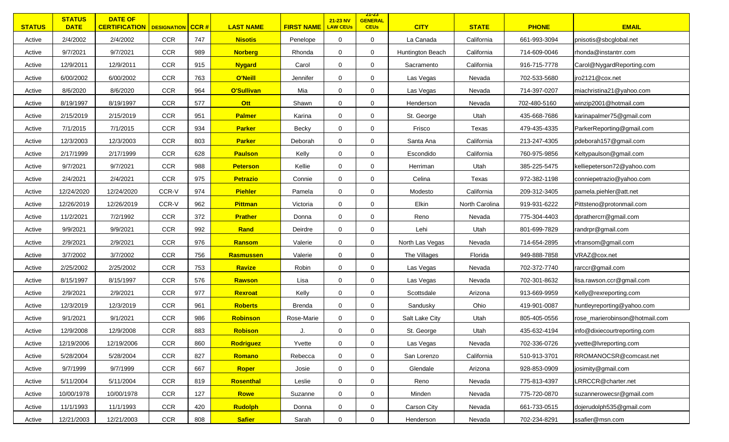| STATUS | STATUS DATE | DATE OF CERTIFICATION | DESIGNATION | CCR # | LAST NAME | FIRST NAME | 21-23 NV LAW CEUs | 21-23 GENERAL CEUs | CITY | STATE | PHONE | EMAIL |
|---|---|---|---|---|---|---|---|---|---|---|---|---|
| Active | 2/4/2002 | 2/4/2002 | CCR | 747 | **Nisotis** | Penelope | 0 | 0 | La Canada | California | 661-993-3094 | pnisotis@sbcglobal.net |
| Active | 9/7/2021 | 9/7/2021 | CCR | 989 | **Norberg** | Rhonda | 0 | 0 | Huntington Beach | California | 714-609-0046 | rhonda@instantrr.com |
| Active | 12/9/2011 | 12/9/2011 | CCR | 915 | **Nygard** | Carol | 0 | 0 | Sacramento | California | 916-715-7778 | Carol@NygardReporting.com |
| Active | 6/00/2002 | 6/00/2002 | CCR | 763 | **O'Neill** | Jennifer | 0 | 0 | Las Vegas | Nevada | 702-533-5680 | jro2121@cox.net |
| Active | 8/6/2020 | 8/6/2020 | CCR | 964 | **O'Sullivan** | Mia | 0 | 0 | Las Vegas | Nevada | 714-397-0207 | miachristina21@yahoo.com |
| Active | 8/19/1997 | 8/19/1997 | CCR | 577 | **Ott** | Shawn | 0 | 0 | Henderson | Nevada | 702-480-5160 | winzip2001@hotmail.com |
| Active | 2/15/2019 | 2/15/2019 | CCR | 951 | **Palmer** | Karina | 0 | 0 | St. George | Utah | 435-668-7686 | karinapalmer75@gmail.com |
| Active | 7/1/2015 | 7/1/2015 | CCR | 934 | **Parker** | Becky | 0 | 0 | Frisco | Texas | 479-435-4335 | ParkerReporting@gmail.com |
| Active | 12/3/2003 | 12/3/2003 | CCR | 803 | **Parker** | Deborah | 0 | 0 | Santa Ana | California | 213-247-4305 | pdeborah157@gmail.com |
| Active | 2/17/1999 | 2/17/1999 | CCR | 628 | **Paulson** | Kelly | 0 | 0 | Escondido | California | 760-975-9856 | Keltypaulson@gmail.com |
| Active | 9/7/2021 | 9/7/2021 | CCR | 988 | **Peterson** | Kellie | 0 | 0 | Herriman | Utah | 385-225-5475 | kelliepeterson72@yahoo.com |
| Active | 2/4/2021 | 2/4/2021 | CCR | 975 | **Petrazio** | Connie | 0 | 0 | Celina | Texas | 972-382-1198 | conniepetrazio@yahoo.com |
| Active | 12/24/2020 | 12/24/2020 | CCR-V | 974 | **Piehler** | Pamela | 0 | 0 | Modesto | California | 209-312-3405 | pamela.piehler@att.net |
| Active | 12/26/2019 | 12/26/2019 | CCR-V | 962 | **Pittman** | Victoria | 0 | 0 | Elkin | North Carolina | 919-931-6222 | Pittsteno@protonmail.com |
| Active | 11/2/2021 | 7/2/1992 | CCR | 372 | **Prather** | Donna | 0 | 0 | Reno | Nevada | 775-304-4403 | dprathercrr@gmail.com |
| Active | 9/9/2021 | 9/9/2021 | CCR | 992 | **Rand** | Deirdre | 0 | 0 | Lehi | Utah | 801-699-7829 | randrpr@gmail.com |
| Active | 2/9/2021 | 2/9/2021 | CCR | 976 | **Ransom** | Valerie | 0 | 0 | North Las Vegas | Nevada | 714-654-2895 | vfransom@gmail.com |
| Active | 3/7/2002 | 3/7/2002 | CCR | 756 | **Rasmussen** | Valerie | 0 | 0 | The Villages | Florida | 949-888-7858 | VRAZ@cox.net |
| Active | 2/25/2002 | 2/25/2002 | CCR | 753 | **Ravize** | Robin | 0 | 0 | Las Vegas | Nevada | 702-372-7740 | rarccr@gmail.com |
| Active | 8/15/1997 | 8/15/1997 | CCR | 576 | **Rawson** | Lisa | 0 | 0 | Las Vegas | Nevada | 702-301-8632 | lisa.rawson.ccr@gmail.com |
| Active | 2/9/2021 | 2/9/2021 | CCR | 977 | **Rexroat** | Kelly | 0 | 0 | Scottsdale | Arizona | 913-669-9959 | Kelly@rexreporting.com |
| Active | 12/3/2019 | 12/3/2019 | CCR | 961 | **Roberts** | Brenda | 0 | 0 | Sandusky | Ohio | 419-901-0087 | huntleyreporting@yahoo.com |
| Active | 9/1/2021 | 9/1/2021 | CCR | 986 | **Robinson** | Rose-Marie | 0 | 0 | Salt Lake City | Utah | 805-405-0556 | rose_marierobinson@hotmail.com |
| Active | 12/9/2008 | 12/9/2008 | CCR | 883 | **Robison** | J. | 0 | 0 | St. George | Utah | 435-632-4194 | info@dixiecourtreporting.com |
| Active | 12/19/2006 | 12/19/2006 | CCR | 860 | **Rodriguez** | Yvette | 0 | 0 | Las Vegas | Nevada | 702-336-0726 | yvette@lvreporting.com |
| Active | 5/28/2004 | 5/28/2004 | CCR | 827 | **Romano** | Rebecca | 0 | 0 | San Lorenzo | California | 510-913-3701 | RROMANOCSR@comcast.net |
| Active | 9/7/1999 | 9/7/1999 | CCR | 667 | **Roper** | Josie | 0 | 0 | Glendale | Arizona | 928-853-0909 | josimity@gmail.com |
| Active | 5/11/2004 | 5/11/2004 | CCR | 819 | **Rosenthal** | Leslie | 0 | 0 | Reno | Nevada | 775-813-4397 | LRRCCR@charter.net |
| Active | 10/00/1978 | 10/00/1978 | CCR | 127 | **Rowe** | Suzanne | 0 | 0 | Minden | Nevada | 775-720-0870 | suzannerowecsr@gmail.com |
| Active | 11/1/1993 | 11/1/1993 | CCR | 420 | **Rudolph** | Donna | 0 | 0 | Carson City | Nevada | 661-733-0515 | dojerudolph535@gmail.com |
| Active | 12/21/2003 | 12/21/2003 | CCR | 808 | **Safier** | Sarah | 0 | 0 | Henderson | Nevada | 702-234-8291 | ssafier@msn.com |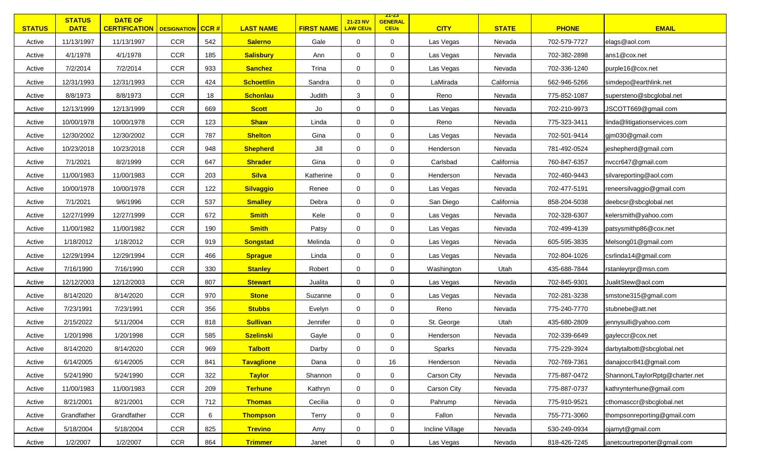| STATUS | STATUS DATE | DATE OF CERTIFICATION | DESIGNATION | CCR # | LAST NAME | FIRST NAME | 21-23 NV LAW CEUs | 21-23 GENERAL CEUs | CITY | STATE | PHONE | EMAIL |
|---|---|---|---|---|---|---|---|---|---|---|---|---|
| Active | 11/13/1997 | 11/13/1997 | CCR | 542 | Salerno | Gale | 0 | 0 | Las Vegas | Nevada | 702-579-7727 | elags@aol.com |
| Active | 4/1/1978 | 4/1/1978 | CCR | 185 | Salisbury | Ann | 0 | 0 | Las Vegas | Nevada | 702-382-2898 | ans1@cox.net |
| Active | 7/2/2014 | 7/2/2014 | CCR | 933 | Sanchez | Trina | 0 | 0 | Las Vegas | Nevada | 702-336-1240 | purple16@cox.net |
| Active | 12/31/1993 | 12/31/1993 | CCR | 424 | Schoettlin | Sandra | 0 | 0 | LaMirada | California | 562-946-5266 | simdepo@earthlink.net |
| Active | 8/8/1973 | 8/8/1973 | CCR | 18 | Schonlau | Judith | 3 | 0 | Reno | Nevada | 775-852-1087 | supersteno@sbcglobal.net |
| Active | 12/13/1999 | 12/13/1999 | CCR | 669 | Scott | Jo | 0 | 0 | Las Vegas | Nevada | 702-210-9973 | JSCOTT669@gmail.com |
| Active | 10/00/1978 | 10/00/1978 | CCR | 123 | Shaw | Linda | 0 | 0 | Reno | Nevada | 775-323-3411 | linda@litigationservices.com |
| Active | 12/30/2002 | 12/30/2002 | CCR | 787 | Shelton | Gina | 0 | 0 | Las Vegas | Nevada | 702-501-9414 | gjm030@gmail.com |
| Active | 10/23/2018 | 10/23/2018 | CCR | 948 | Shepherd | Jill | 0 | 0 | Henderson | Nevada | 781-492-0524 | jeshepherd@gmail.com |
| Active | 7/1/2021 | 8/2/1999 | CCR | 647 | Shrader | Gina | 0 | 0 | Carlsbad | California | 760-847-6357 | nvccr647@gmail.com |
| Active | 11/00/1983 | 11/00/1983 | CCR | 203 | Silva | Katherine | 0 | 0 | Henderson | Nevada | 702-460-9443 | silvareporting@aol.com |
| Active | 10/00/1978 | 10/00/1978 | CCR | 122 | Silvaggio | Renee | 0 | 0 | Las Vegas | Nevada | 702-477-5191 | reneersilvaggio@gmail.com |
| Active | 7/1/2021 | 9/6/1996 | CCR | 537 | Smalley | Debra | 0 | 0 | San Diego | California | 858-204-5038 | deebcsr@sbcglobal.net |
| Active | 12/27/1999 | 12/27/1999 | CCR | 672 | Smith | Kele | 0 | 0 | Las Vegas | Nevada | 702-328-6307 | kelersmith@yahoo.com |
| Active | 11/00/1982 | 11/00/1982 | CCR | 190 | Smith | Patsy | 0 | 0 | Las Vegas | Nevada | 702-499-4139 | patsysmithp86@cox.net |
| Active | 1/18/2012 | 1/18/2012 | CCR | 919 | Songstad | Melinda | 0 | 0 | Las Vegas | Nevada | 605-595-3835 | Melsong01@gmail.com |
| Active | 12/29/1994 | 12/29/1994 | CCR | 466 | Sprague | Linda | 0 | 0 | Las Vegas | Nevada | 702-804-1026 | csrlinda14@gmail.com |
| Active | 7/16/1990 | 7/16/1990 | CCR | 330 | Stanley | Robert | 0 | 0 | Washington | Utah | 435-688-7844 | rstanleyrpr@msn.com |
| Active | 12/12/2003 | 12/12/2003 | CCR | 807 | Stewart | Jualita | 0 | 0 | Las Vegas | Nevada | 702-845-9301 | JualitStew@aol.com |
| Active | 8/14/2020 | 8/14/2020 | CCR | 970 | Stone | Suzanne | 0 | 0 | Las Vegas | Nevada | 702-281-3238 | smstone315@gmail.com |
| Active | 7/23/1991 | 7/23/1991 | CCR | 356 | Stubbs | Evelyn | 0 | 0 | Reno | Nevada | 775-240-7770 | stubnebe@att.net |
| Active | 2/15/2022 | 5/11/2004 | CCR | 818 | Sullivan | Jennifer | 0 | 0 | St. George | Utah | 435-680-2809 | jennysulli@yahoo.com |
| Active | 1/20/1998 | 1/20/1998 | CCR | 585 | Szelinski | Gayle | 0 | 0 | Henderson | Nevada | 702-339-6649 | gayleccr@cox.net |
| Active | 8/14/2020 | 8/14/2020 | CCR | 969 | Talbott | Darby | 0 | 0 | Sparks | Nevada | 775-229-3924 | darbytalbott@sbcglobal.net |
| Active | 6/14/2005 | 6/14/2005 | CCR | 841 | Tavaglione | Dana | 0 | 16 | Henderson | Nevada | 702-769-7361 | danajoccr841@gmail.com |
| Active | 5/24/1990 | 5/24/1990 | CCR | 322 | Taylor | Shannon | 0 | 0 | Carson City | Nevada | 775-887-0472 | ShannonLTaylorRptg@charter.net |
| Active | 11/00/1983 | 11/00/1983 | CCR | 209 | Terhune | Kathryn | 0 | 0 | Carson City | Nevada | 775-887-0737 | kathrynterhune@gmail.com |
| Active | 8/21/2001 | 8/21/2001 | CCR | 712 | Thomas | Cecilia | 0 | 0 | Pahrump | Nevada | 775-910-9521 | cthomasccr@sbcglobal.net |
| Active | Grandfather | Grandfather | CCR | 6 | Thompson | Terry | 0 | 0 | Fallon | Nevada | 755-771-3060 | thompsonreporting@gmail.com |
| Active | 5/18/2004 | 5/18/2004 | CCR | 825 | Trevino | Amy | 0 | 0 | Incline Village | Nevada | 530-249-0934 | ojamyt@gmail.com |
| Active | 1/2/2007 | 1/2/2007 | CCR | 864 | Trimmer | Janet | 0 | 0 | Las Vegas | Nevada | 818-426-7245 | janetcourtreporter@gmail.com |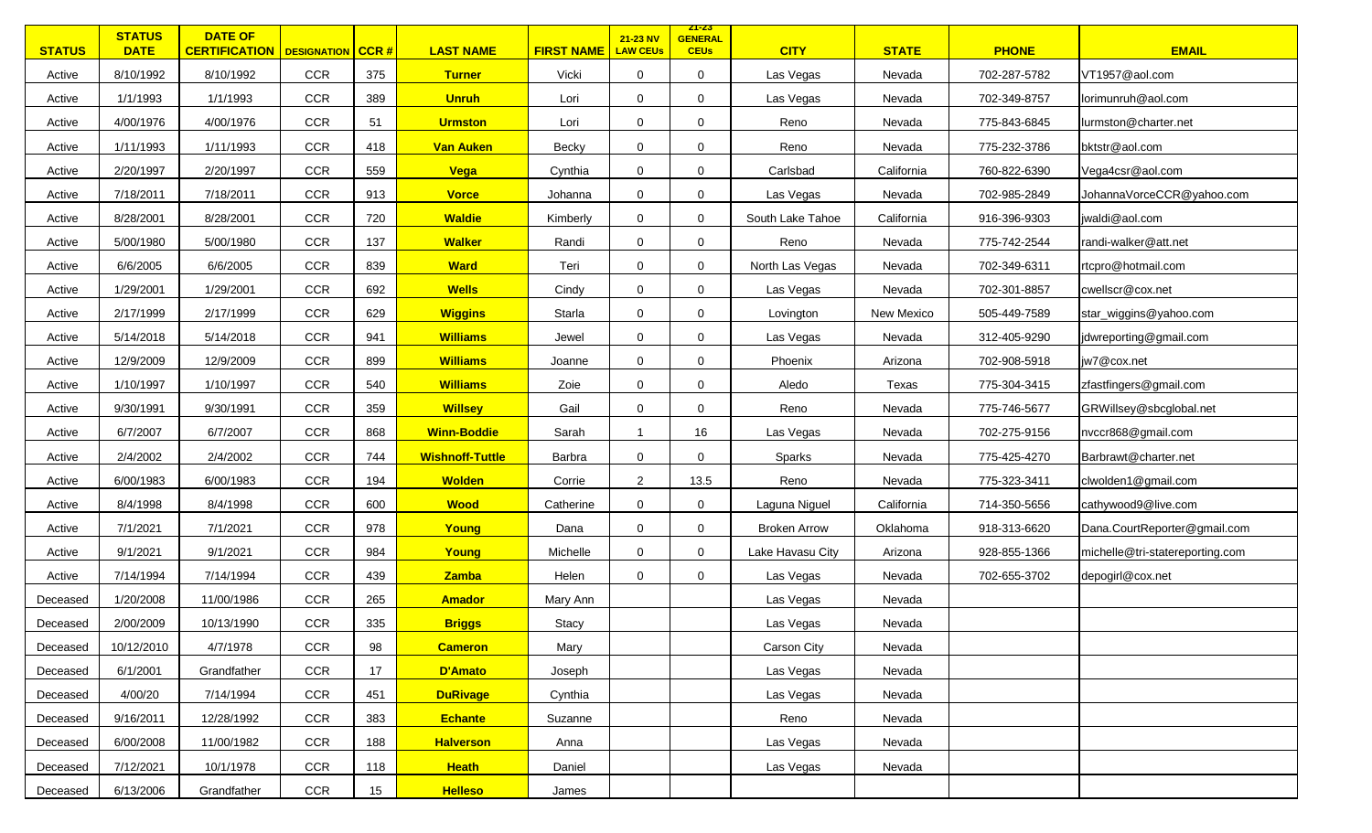| STATUS | STATUS DATE | DATE OF CERTIFICATION | DESIGNATION | CCR # | LAST NAME | FIRST NAME | 21-23 NV LAW CEUs | 21-23 GENERAL CEUs | CITY | STATE | PHONE | EMAIL |
|---|---|---|---|---|---|---|---|---|---|---|---|---|
| Active | 8/10/1992 | 8/10/1992 | CCR | 375 | **Turner** | Vicki | 0 | 0 | Las Vegas | Nevada | 702-287-5782 | VT1957@aol.com |
| Active | 1/1/1993 | 1/1/1993 | CCR | 389 | **Unruh** | Lori | 0 | 0 | Las Vegas | Nevada | 702-349-8757 | lorimunruh@aol.com |
| Active | 4/00/1976 | 4/00/1976 | CCR | 51 | **Urmston** | Lori | 0 | 0 | Reno | Nevada | 775-843-6845 | lurmston@charter.net |
| Active | 1/11/1993 | 1/11/1993 | CCR | 418 | **Van Auken** | Becky | 0 | 0 | Reno | Nevada | 775-232-3786 | bktstr@aol.com |
| Active | 2/20/1997 | 2/20/1997 | CCR | 559 | **Vega** | Cynthia | 0 | 0 | Carlsbad | California | 760-822-6390 | Vega4csr@aol.com |
| Active | 7/18/2011 | 7/18/2011 | CCR | 913 | **Vorce** | Johanna | 0 | 0 | Las Vegas | Nevada | 702-985-2849 | JohannaVorceCCR@yahoo.com |
| Active | 8/28/2001 | 8/28/2001 | CCR | 720 | **Waldie** | Kimberly | 0 | 0 | South Lake Tahoe | California | 916-396-9303 | jwaldi@aol.com |
| Active | 5/00/1980 | 5/00/1980 | CCR | 137 | **Walker** | Randi | 0 | 0 | Reno | Nevada | 775-742-2544 | randi-walker@att.net |
| Active | 6/6/2005 | 6/6/2005 | CCR | 839 | **Ward** | Teri | 0 | 0 | North Las Vegas | Nevada | 702-349-6311 | rtcpro@hotmail.com |
| Active | 1/29/2001 | 1/29/2001 | CCR | 692 | **Wells** | Cindy | 0 | 0 | Las Vegas | Nevada | 702-301-8857 | cwellscr@cox.net |
| Active | 2/17/1999 | 2/17/1999 | CCR | 629 | **Wiggins** | Starla | 0 | 0 | Lovington | New Mexico | 505-449-7589 | star_wiggins@yahoo.com |
| Active | 5/14/2018 | 5/14/2018 | CCR | 941 | **Williams** | Jewel | 0 | 0 | Las Vegas | Nevada | 312-405-9290 | jdwreporting@gmail.com |
| Active | 12/9/2009 | 12/9/2009 | CCR | 899 | **Williams** | Joanne | 0 | 0 | Phoenix | Arizona | 702-908-5918 | jw7@cox.net |
| Active | 1/10/1997 | 1/10/1997 | CCR | 540 | **Williams** | Zoie | 0 | 0 | Aledo | Texas | 775-304-3415 | zfastfingers@gmail.com |
| Active | 9/30/1991 | 9/30/1991 | CCR | 359 | **Willsey** | Gail | 0 | 0 | Reno | Nevada | 775-746-5677 | GRWillsey@sbcglobal.net |
| Active | 6/7/2007 | 6/7/2007 | CCR | 868 | **Winn-Boddie** | Sarah | 1 | 16 | Las Vegas | Nevada | 702-275-9156 | nvccr868@gmail.com |
| Active | 2/4/2002 | 2/4/2002 | CCR | 744 | **Wishnoff-Tuttle** | Barbra | 0 | 0 | Sparks | Nevada | 775-425-4270 | Barbrawt@charter.net |
| Active | 6/00/1983 | 6/00/1983 | CCR | 194 | **Wolden** | Corrie | 2 | 13.5 | Reno | Nevada | 775-323-3411 | clwolden1@gmail.com |
| Active | 8/4/1998 | 8/4/1998 | CCR | 600 | **Wood** | Catherine | 0 | 0 | Laguna Niguel | California | 714-350-5656 | cathywood9@live.com |
| Active | 7/1/2021 | 7/1/2021 | CCR | 978 | **Young** | Dana | 0 | 0 | Broken Arrow | Oklahoma | 918-313-6620 | Dana.CourtReporter@gmail.com |
| Active | 9/1/2021 | 9/1/2021 | CCR | 984 | **Young** | Michelle | 0 | 0 | Lake Havasu City | Arizona | 928-855-1366 | michelle@tri-statereporting.com |
| Active | 7/14/1994 | 7/14/1994 | CCR | 439 | **Zamba** | Helen | 0 | 0 | Las Vegas | Nevada | 702-655-3702 | depogirl@cox.net |
| Deceased | 1/20/2008 | 11/00/1986 | CCR | 265 | **Amador** | Mary Ann | | | Las Vegas | Nevada | | |
| Deceased | 2/00/2009 | 10/13/1990 | CCR | 335 | **Briggs** | Stacy | | | Las Vegas | Nevada | | |
| Deceased | 10/12/2010 | 4/7/1978 | CCR | 98 | **Cameron** | Mary | | | Carson City | Nevada | | |
| Deceased | 6/1/2001 | Grandfather | CCR | 17 | **D'Amato** | Joseph | | | Las Vegas | Nevada | | |
| Deceased | 4/00/20 | 7/14/1994 | CCR | 451 | **DuRivage** | Cynthia | | | Las Vegas | Nevada | | |
| Deceased | 9/16/2011 | 12/28/1992 | CCR | 383 | **Echante** | Suzanne | | | Reno | Nevada | | |
| Deceased | 6/00/2008 | 11/00/1982 | CCR | 188 | **Halverson** | Anna | | | Las Vegas | Nevada | | |
| Deceased | 7/12/2021 | 10/1/1978 | CCR | 118 | **Heath** | Daniel | | | Las Vegas | Nevada | | |
| Deceased | 6/13/2006 | Grandfather | CCR | 15 | **Helleso** | James | | | | | | |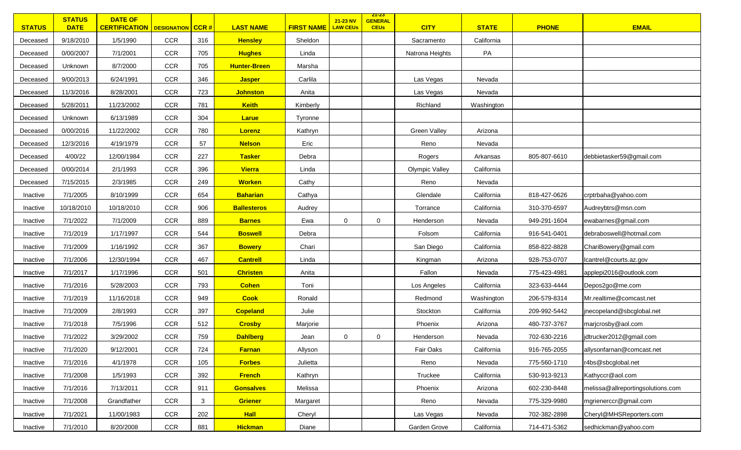| STATUS | STATUS DATE | DATE OF CERTIFICATION | DESIGNATION | CCR # | LAST NAME | FIRST NAME | 21-23 NV LAW CEUs | 21-23 GENERAL CEUs | CITY | STATE | PHONE | EMAIL |
|---|---|---|---|---|---|---|---|---|---|---|---|---|
| Deceased | 9/18/2010 | 1/5/1990 | CCR | 316 | Hensley | Sheldon | | | Sacramento | California | | |
| Deceased | 0/00/2007 | 7/1/2001 | CCR | 705 | Hughes | Linda | | | Natrona Heights | PA | | |
| Deceased | Unknown | 8/7/2000 | CCR | 705 | Hunter-Breen | Marsha | | | | | | |
| Deceased | 9/00/2013 | 6/24/1991 | CCR | 346 | Jasper | Carlila | | | Las Vegas | Nevada | | |
| Deceased | 11/3/2016 | 8/28/2001 | CCR | 723 | Johnston | Anita | | | Las Vegas | Nevada | | |
| Deceased | 5/28/2011 | 11/23/2002 | CCR | 781 | Keith | Kimberly | | | Richland | Washington | | |
| Deceased | Unknown | 6/13/1989 | CCR | 304 | Larue | Tyronne | | | | | | |
| Deceased | 0/00/2016 | 11/22/2002 | CCR | 780 | Lorenz | Kathryn | | | Green Valley | Arizona | | |
| Deceased | 12/3/2016 | 4/19/1979 | CCR | 57 | Nelson | Eric | | | Reno | Nevada | | |
| Deceased | 4/00/22 | 12/00/1984 | CCR | 227 | Tasker | Debra | | | Rogers | Arkansas | 805-807-6610 | debbietasker59@gmail.com |
| Deceased | 0/00/2014 | 2/1/1993 | CCR | 396 | Vierra | Linda | | | Olympic Valley | California | | |
| Deceased | 7/15/2015 | 2/3/1985 | CCR | 249 | Worken | Cathy | | | Reno | Nevada | | |
| Inactive | 7/1/2005 | 8/10/1999 | CCR | 654 | Baharian | Cathya | | | Glendale | California | 818-427-0626 | crptrbaha@yahoo.com |
| Inactive | 10/18/2010 | 10/18/2010 | CCR | 906 | Ballesteros | Audrey | | | Torrance | California | 310-370-6597 | Audreybtrs@msn.com |
| Inactive | 7/1/2022 | 7/1/2009 | CCR | 889 | Barnes | Ewa | 0 | 0 | Henderson | Nevada | 949-291-1604 | ewabarnes@gmail.com |
| Inactive | 7/1/2019 | 1/17/1997 | CCR | 544 | Boswell | Debra | | | Folsom | California | 916-541-0401 | debraboswell@hotmail.com |
| Inactive | 7/1/2009 | 1/16/1992 | CCR | 367 | Bowery | Chari | | | San Diego | California | 858-822-8828 | ChariBowery@gmail.com |
| Inactive | 7/1/2006 | 12/30/1994 | CCR | 467 | Cantrell | Linda | | | Kingman | Arizona | 928-753-0707 | lcantrel@courts.az.gov |
| Inactive | 7/1/2017 | 1/17/1996 | CCR | 501 | Christen | Anita | | | Fallon | Nevada | 775-423-4981 | applepi2016@outlook.com |
| Inactive | 7/1/2016 | 5/28/2003 | CCR | 793 | Cohen | Toni | | | Los Angeles | California | 323-633-4444 | Depos2go@me.com |
| Inactive | 7/1/2019 | 11/16/2018 | CCR | 949 | Cook | Ronald | | | Redmond | Washington | 206-579-8314 | Mr.realtime@comcast.net |
| Inactive | 7/1/2009 | 2/8/1993 | CCR | 397 | Copeland | Julie | | | Stockton | California | 209-992-5442 | jnecopeland@sbcglobal.net |
| Inactive | 7/1/2018 | 7/5/1996 | CCR | 512 | Crosby | Marjorie | | | Phoenix | Arizona | 480-737-3767 | marjcrosby@aol.com |
| Inactive | 7/1/2022 | 3/29/2002 | CCR | 759 | Dahlberg | Jean | 0 | 0 | Henderson | Nevada | 702-630-2216 | jdtrucker2012@gmail.com |
| Inactive | 7/1/2020 | 9/12/2001 | CCR | 724 | Farnan | Allyson | | | Fair Oaks | California | 916-765-2055 | allysonfarnan@comcast.net |
| Inactive | 7/1/2016 | 4/1/1978 | CCR | 105 | Forbes | Julietta | | | Reno | Nevada | 775-560-1710 | r4bs@sbcglobal.net |
| Inactive | 7/1/2008 | 1/5/1993 | CCR | 392 | French | Kathryn | | | Truckee | California | 530-913-9213 | Kathyccr@aol.com |
| Inactive | 7/1/2016 | 7/13/2011 | CCR | 911 | Gonsalves | Melissa | | | Phoenix | Arizona | 602-230-8448 | melissa@allreportingsolutions.com |
| Inactive | 7/1/2008 | Grandfather | CCR | 3 | Griener | Margaret | | | Reno | Nevada | 775-329-9980 | mgrienerccr@gmail.com |
| Inactive | 7/1/2021 | 11/00/1983 | CCR | 202 | Hall | Cheryl | | | Las Vegas | Nevada | 702-382-2898 | Cheryl@MHSReporters.com |
| Inactive | 7/1/2010 | 8/20/2008 | CCR | 881 | Hickman | Diane | | | Garden Grove | California | 714-471-5362 | sedhickman@yahoo.com |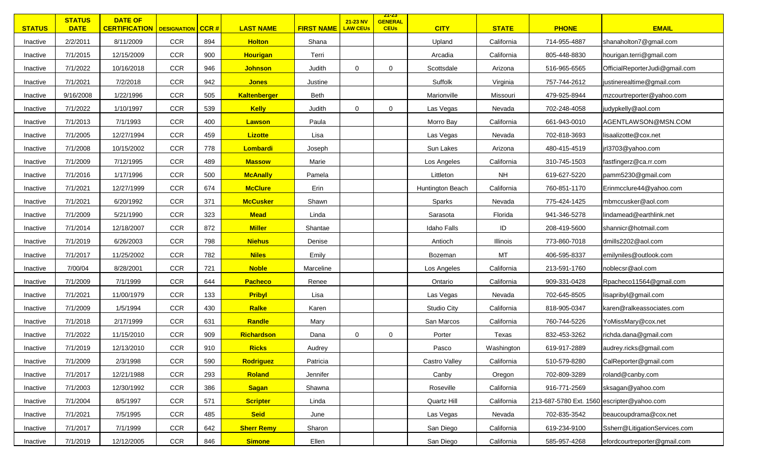| STATUS | STATUS DATE | DATE OF CERTIFICATION | DESIGNATION | CCR # | LAST NAME | FIRST NAME | 21-23 NV LAW CEUs | 21-23 GENERAL CEUs | CITY | STATE | PHONE | EMAIL |
|---|---|---|---|---|---|---|---|---|---|---|---|---|
| Inactive | 2/2/2011 | 8/11/2009 | CCR | 894 | **Holton** | Shana | | | Upland | California | 714-955-4887 | shanaholton7@gmail.com |
| Inactive | 7/1/2015 | 12/15/2009 | CCR | 900 | **Hourigan** | Terri | | | Arcadia | California | 805-448-8830 | hourigan.terri@gmail.com |
| Inactive | 7/1/2022 | 10/16/2018 | CCR | 946 | **Johnson** | Judith | 0 | 0 | Scottsdale | Arizona | 516-965-6565 | OfficialReporterJudi@gmail.com |
| Inactive | 7/1/2021 | 7/2/2018 | CCR | 942 | **Jones** | Justine | | | Suffolk | Virginia | 757-744-2612 | justinerealtime@gmail.com |
| Inactive | 9/16/2008 | 1/22/1996 | CCR | 505 | **Kaltenberger** | Beth | | | Marionville | Missouri | 479-925-8944 | mzcourtreporter@yahoo.com |
| Inactive | 7/1/2022 | 1/10/1997 | CCR | 539 | **Kelly** | Judith | 0 | 0 | Las Vegas | Nevada | 702-248-4058 | judypkelly@aol.com |
| Inactive | 7/1/2013 | 7/1/1993 | CCR | 400 | **Lawson** | Paula | | | Morro Bay | California | 661-943-0010 | AGENTLAWSON@MSN.COM |
| Inactive | 7/1/2005 | 12/27/1994 | CCR | 459 | **Lizotte** | Lisa | | | Las Vegas | Nevada | 702-818-3693 | lisaalizotte@cox.net |
| Inactive | 7/1/2008 | 10/15/2002 | CCR | 778 | **Lombardi** | Joseph | | | Sun Lakes | Arizona | 480-415-4519 | jrl3703@yahoo.com |
| Inactive | 7/1/2009 | 7/12/1995 | CCR | 489 | **Massow** | Marie | | | Los Angeles | California | 310-745-1503 | fastfingerz@ca.rr.com |
| Inactive | 7/1/2016 | 1/17/1996 | CCR | 500 | **McAnally** | Pamela | | | Littleton | NH | 619-627-5220 | pamm5230@gmail.com |
| Inactive | 7/1/2021 | 12/27/1999 | CCR | 674 | **McClure** | Erin | | | Huntington Beach | California | 760-851-1170 | Erinmcclure44@yahoo.com |
| Inactive | 7/1/2021 | 6/20/1992 | CCR | 371 | **McCusker** | Shawn | | | Sparks | Nevada | 775-424-1425 | mbmccusker@aol.com |
| Inactive | 7/1/2009 | 5/21/1990 | CCR | 323 | **Mead** | Linda | | | Sarasota | Florida | 941-346-5278 | lindamead@earthlink.net |
| Inactive | 7/1/2014 | 12/18/2007 | CCR | 872 | **Miller** | Shantae | | | Idaho Falls | ID | 208-419-5600 | shannicr@hotmail.com |
| Inactive | 7/1/2019 | 6/26/2003 | CCR | 798 | **Niehus** | Denise | | | Antioch | Illinois | 773-860-7018 | dmills2202@aol.com |
| Inactive | 7/1/2017 | 11/25/2002 | CCR | 782 | **Niles** | Emily | | | Bozeman | MT | 406-595-8337 | emilyniles@outlook.com |
| Inactive | 7/00/04 | 8/28/2001 | CCR | 721 | **Noble** | Marceline | | | Los Angeles | California | 213-591-1760 | noblecsr@aol.com |
| Inactive | 7/1/2009 | 7/1/1999 | CCR | 644 | **Pacheco** | Renee | | | Ontario | California | 909-331-0428 | Rpacheco11564@gmail.com |
| Inactive | 7/1/2021 | 11/00/1979 | CCR | 133 | **Pribyl** | Lisa | | | Las Vegas | Nevada | 702-645-8505 | lisapribyl@gmail.com |
| Inactive | 7/1/2009 | 1/5/1994 | CCR | 430 | **Ralke** | Karen | | | Studio City | California | 818-905-0347 | karen@ralkeassociates.com |
| Inactive | 7/1/2018 | 2/17/1999 | CCR | 631 | **Randle** | Mary | | | San Marcos | California | 760-744-5226 | YoMissMary@cox.net |
| Inactive | 7/1/2022 | 11/15/2010 | CCR | 909 | **Richardson** | Dana | 0 | 0 | Porter | Texas | 832-453-3262 | richda.dana@gmail.com |
| Inactive | 7/1/2019 | 12/13/2010 | CCR | 910 | **Ricks** | Audrey | | | Pasco | Washington | 619-917-2889 | audrey.ricks@gmail.com |
| Inactive | 7/1/2009 | 2/3/1998 | CCR | 590 | **Rodriguez** | Patricia | | | Castro Valley | California | 510-579-8280 | CalReporter@gmail.com |
| Inactive | 7/1/2017 | 12/21/1988 | CCR | 293 | **Roland** | Jennifer | | | Canby | Oregon | 702-809-3289 | roland@canby.com |
| Inactive | 7/1/2003 | 12/30/1992 | CCR | 386 | **Sagan** | Shawna | | | Roseville | California | 916-771-2569 | sksagan@yahoo.com |
| Inactive | 7/1/2004 | 8/5/1997 | CCR | 571 | **Scripter** | Linda | | | Quartz Hill | California | 213-687-5780 Ext. 1560 | escripter@yahoo.com |
| Inactive | 7/1/2021 | 7/5/1995 | CCR | 485 | **Seid** | June | | | Las Vegas | Nevada | 702-835-3542 | beaucoupdrama@cox.net |
| Inactive | 7/1/2017 | 7/1/1999 | CCR | 642 | **Sherr Remy** | Sharon | | | San Diego | California | 619-234-9100 | Ssherr@LitigationServices.com |
| Inactive | 7/1/2019 | 12/12/2005 | CCR | 846 | **Simone** | Ellen | | | San Diego | California | 585-957-4268 | efordcourtreporter@gmail.com |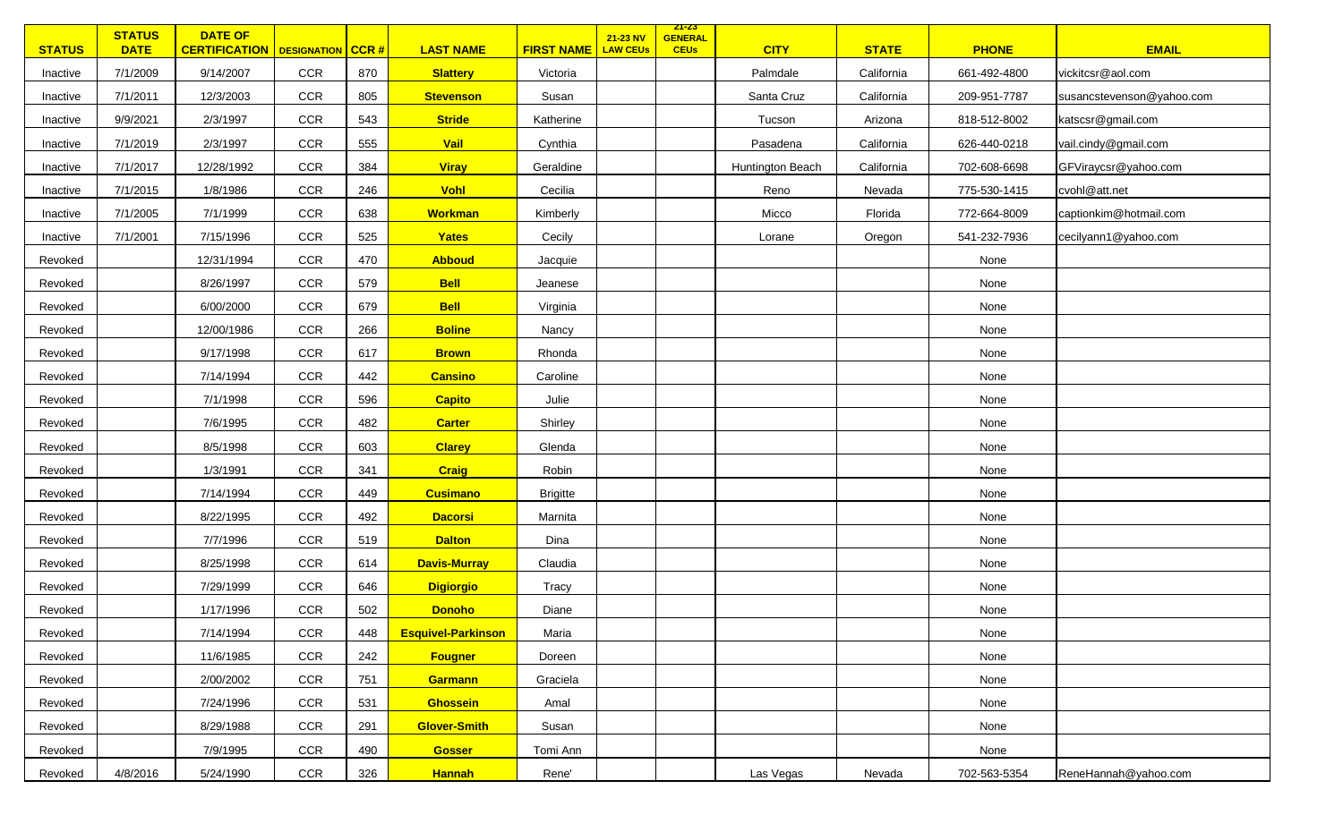| STATUS | STATUS DATE | DATE OF CERTIFICATION | DESIGNATION | CCR # | LAST NAME | FIRST NAME | 21-23 NV LAW CEUs | 21-23 GENERAL CEUs | CITY | STATE | PHONE | EMAIL |
|---|---|---|---|---|---|---|---|---|---|---|---|---|
| Inactive | 7/1/2009 | 9/14/2007 | CCR | 870 | **Slattery** | Victoria | | | Palmdale | California | 661-492-4800 | vickitcsr@aol.com |
| Inactive | 7/1/2011 | 12/3/2003 | CCR | 805 | **Stevenson** | Susan | | | Santa Cruz | California | 209-951-7787 | susancstevenson@yahoo.com |
| Inactive | 9/9/2021 | 2/3/1997 | CCR | 543 | **Stride** | Katherine | | | Tucson | Arizona | 818-512-8002 | katscsr@gmail.com |
| Inactive | 7/1/2019 | 2/3/1997 | CCR | 555 | **Vail** | Cynthia | | | Pasadena | California | 626-440-0218 | vail.cindy@gmail.com |
| Inactive | 7/1/2017 | 12/28/1992 | CCR | 384 | **Viray** | Geraldine | | | Huntington Beach | California | 702-608-6698 | GFViraycsr@yahoo.com |
| Inactive | 7/1/2015 | 1/8/1986 | CCR | 246 | **Vohl** | Cecilia | | | Reno | Nevada | 775-530-1415 | cvohl@att.net |
| Inactive | 7/1/2005 | 7/1/1999 | CCR | 638 | **Workman** | Kimberly | | | Micco | Florida | 772-664-8009 | captionkim@hotmail.com |
| Inactive | 7/1/2001 | 7/15/1996 | CCR | 525 | **Yates** | Cecily | | | Lorane | Oregon | 541-232-7936 | cecilyann1@yahoo.com |
| Revoked | | 12/31/1994 | CCR | 470 | **Abboud** | Jacquie | | | | | None | |
| Revoked | | 8/26/1997 | CCR | 579 | **Bell** | Jeanese | | | | | None | |
| Revoked | | 6/00/2000 | CCR | 679 | **Bell** | Virginia | | | | | None | |
| Revoked | | 12/00/1986 | CCR | 266 | **Boline** | Nancy | | | | | None | |
| Revoked | | 9/17/1998 | CCR | 617 | **Brown** | Rhonda | | | | | None | |
| Revoked | | 7/14/1994 | CCR | 442 | **Cansino** | Caroline | | | | | None | |
| Revoked | | 7/1/1998 | CCR | 596 | **Capito** | Julie | | | | | None | |
| Revoked | | 7/6/1995 | CCR | 482 | **Carter** | Shirley | | | | | None | |
| Revoked | | 8/5/1998 | CCR | 603 | **Clarey** | Glenda | | | | | None | |
| Revoked | | 1/3/1991 | CCR | 341 | **Craig** | Robin | | | | | None | |
| Revoked | | 7/14/1994 | CCR | 449 | **Cusimano** | Brigitte | | | | | None | |
| Revoked | | 8/22/1995 | CCR | 492 | **Dacorsi** | Marnita | | | | | None | |
| Revoked | | 7/7/1996 | CCR | 519 | **Dalton** | Dina | | | | | None | |
| Revoked | | 8/25/1998 | CCR | 614 | **Davis-Murray** | Claudia | | | | | None | |
| Revoked | | 7/29/1999 | CCR | 646 | **Digiorgio** | Tracy | | | | | None | |
| Revoked | | 1/17/1996 | CCR | 502 | **Donoho** | Diane | | | | | None | |
| Revoked | | 7/14/1994 | CCR | 448 | **Esquivel-Parkinson** | Maria | | | | | None | |
| Revoked | | 11/6/1985 | CCR | 242 | **Fougner** | Doreen | | | | | None | |
| Revoked | | 2/00/2002 | CCR | 751 | **Garmann** | Graciela | | | | | None | |
| Revoked | | 7/24/1996 | CCR | 531 | **Ghossein** | Amal | | | | | None | |
| Revoked | | 8/29/1988 | CCR | 291 | **Glover-Smith** | Susan | | | | | None | |
| Revoked | | 7/9/1995 | CCR | 490 | **Gosser** | Tomi Ann | | | | | None | |
| Revoked | 4/8/2016 | 5/24/1990 | CCR | 326 | **Hannah** | Rene' | | | Las Vegas | Nevada | 702-563-5354 | ReneHannah@yahoo.com |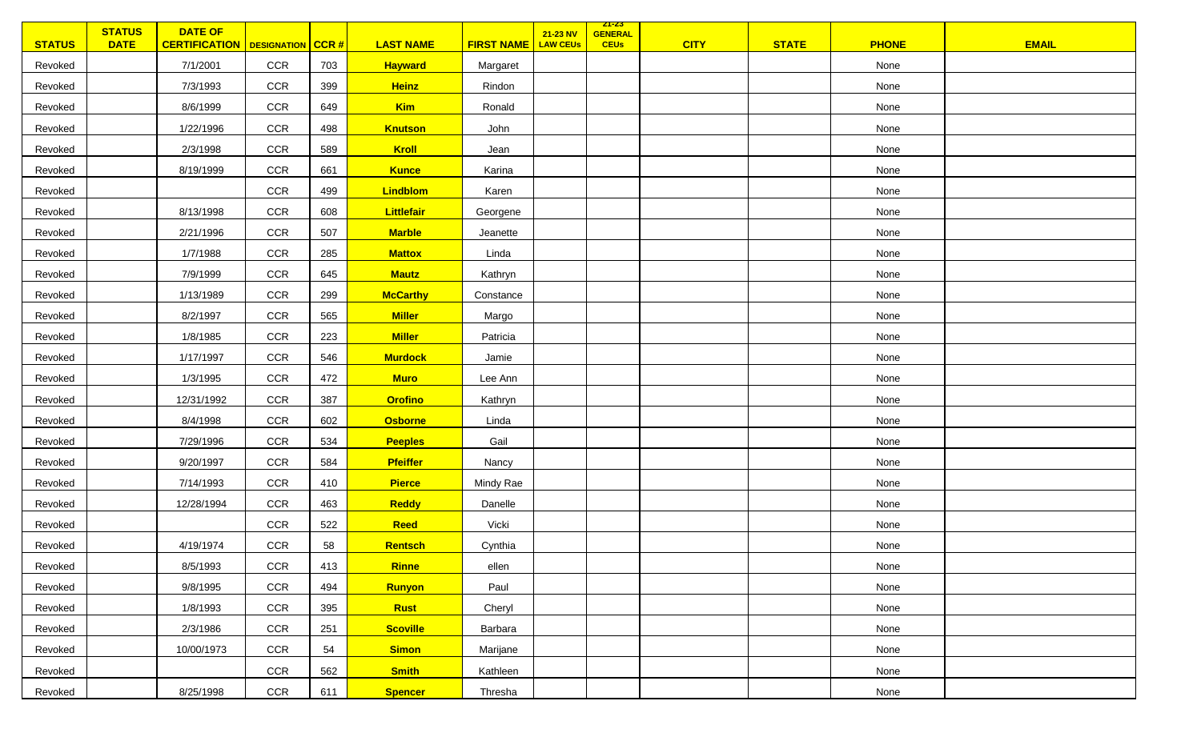| STATUS | STATUS DATE | DATE OF CERTIFICATION | DESIGNATION | CCR # | LAST NAME | FIRST NAME | 21-23 NV LAW CEUs | 21-23 GENERAL CEUs | CITY | STATE | PHONE | EMAIL |
|---|---|---|---|---|---|---|---|---|---|---|---|---|
| Revoked | | 7/1/2001 | CCR | 703 | **Hayward** | Margaret | | | | | None | |
| Revoked | | 7/3/1993 | CCR | 399 | **Heinz** | Rindon | | | | | None | |
| Revoked | | 8/6/1999 | CCR | 649 | **Kim** | Ronald | | | | | None | |
| Revoked | | 1/22/1996 | CCR | 498 | **Knutson** | John | | | | | None | |
| Revoked | | 2/3/1998 | CCR | 589 | **Kroll** | Jean | | | | | None | |
| Revoked | | 8/19/1999 | CCR | 661 | **Kunce** | Karina | | | | | None | |
| Revoked | | | CCR | 499 | **Lindblom** | Karen | | | | | None | |
| Revoked | | 8/13/1998 | CCR | 608 | **Littlefair** | Georgene | | | | | None | |
| Revoked | | 2/21/1996 | CCR | 507 | **Marble** | Jeanette | | | | | None | |
| Revoked | | 1/7/1988 | CCR | 285 | **Mattox** | Linda | | | | | None | |
| Revoked | | 7/9/1999 | CCR | 645 | **Mautz** | Kathryn | | | | | None | |
| Revoked | | 1/13/1989 | CCR | 299 | **McCarthy** | Constance | | | | | None | |
| Revoked | | 8/2/1997 | CCR | 565 | **Miller** | Margo | | | | | None | |
| Revoked | | 1/8/1985 | CCR | 223 | **Miller** | Patricia | | | | | None | |
| Revoked | | 1/17/1997 | CCR | 546 | **Murdock** | Jamie | | | | | None | |
| Revoked | | 1/3/1995 | CCR | 472 | **Muro** | Lee Ann | | | | | None | |
| Revoked | | 12/31/1992 | CCR | 387 | **Orofino** | Kathryn | | | | | None | |
| Revoked | | 8/4/1998 | CCR | 602 | **Osborne** | Linda | | | | | None | |
| Revoked | | 7/29/1996 | CCR | 534 | **Peeples** | Gail | | | | | None | |
| Revoked | | 9/20/1997 | CCR | 584 | **Pfeiffer** | Nancy | | | | | None | |
| Revoked | | 7/14/1993 | CCR | 410 | **Pierce** | Mindy Rae | | | | | None | |
| Revoked | | 12/28/1994 | CCR | 463 | **Reddy** | Danelle | | | | | None | |
| Revoked | | | CCR | 522 | **Reed** | Vicki | | | | | None | |
| Revoked | | 4/19/1974 | CCR | 58 | **Rentsch** | Cynthia | | | | | None | |
| Revoked | | 8/5/1993 | CCR | 413 | **Rinne** | ellen | | | | | None | |
| Revoked | | 9/8/1995 | CCR | 494 | **Runyon** | Paul | | | | | None | |
| Revoked | | 1/8/1993 | CCR | 395 | **Rust** | Cheryl | | | | | None | |
| Revoked | | 2/3/1986 | CCR | 251 | **Scoville** | Barbara | | | | | None | |
| Revoked | | 10/00/1973 | CCR | 54 | **Simon** | Marijane | | | | | None | |
| Revoked | | | CCR | 562 | **Smith** | Kathleen | | | | | None | |
| Revoked | | 8/25/1998 | CCR | 611 | **Spencer** | Thresha | | | | | None | |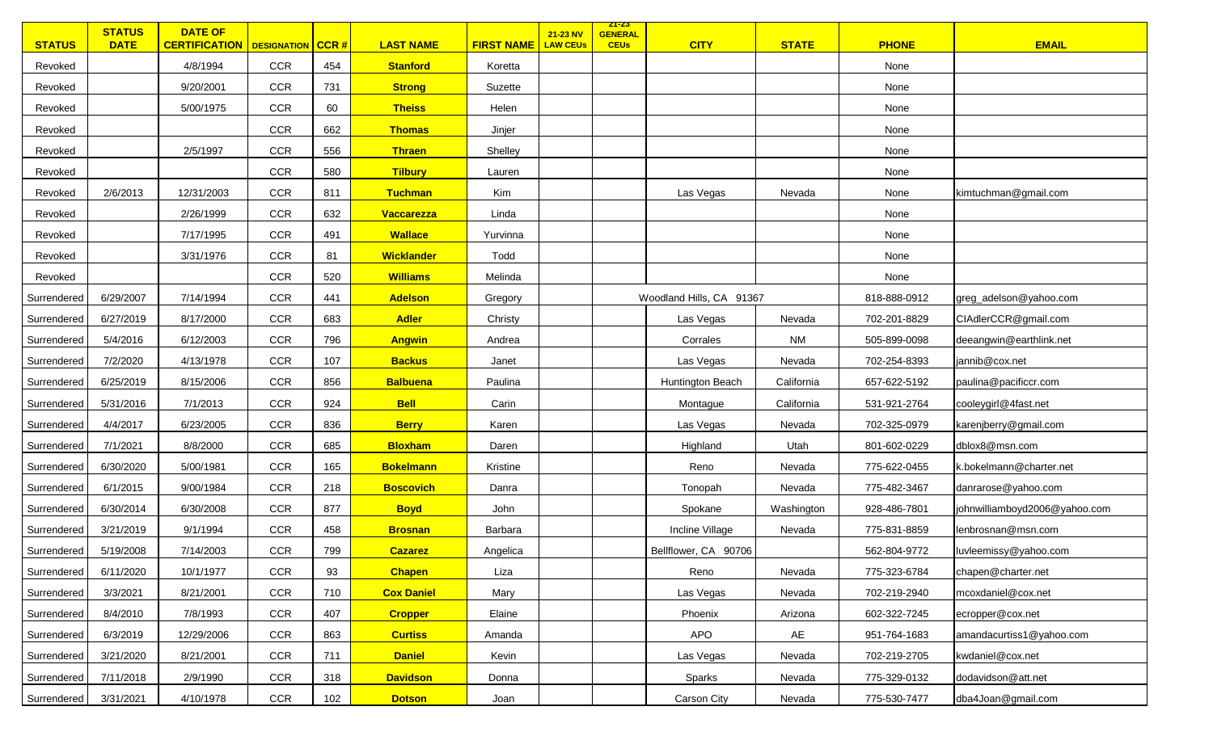| STATUS | STATUS DATE | DATE OF CERTIFICATION | DESIGNATION | CCR # | LAST NAME | FIRST NAME | 21-23 NV LAW CEUs | 21-23 GENERAL CEUs | CITY | STATE | PHONE | EMAIL |
|---|---|---|---|---|---|---|---|---|---|---|---|---|
| Revoked | | 4/8/1994 | CCR | 454 | **Stanford** | Koretta | | | | | None | |
| Revoked | | 9/20/2001 | CCR | 731 | **Strong** | Suzette | | | | | None | |
| Revoked | | 5/00/1975 | CCR | 60 | **Theiss** | Helen | | | | | None | |
| Revoked | | | CCR | 662 | **Thomas** | Jinjer | | | | | None | |
| Revoked | | 2/5/1997 | CCR | 556 | **Thraen** | Shelley | | | | | None | |
| Revoked | | | CCR | 580 | **Tilbury** | Lauren | | | | | None | |
| Revoked | 2/6/2013 | 12/31/2003 | CCR | 811 | **Tuchman** | Kim | | | Las Vegas | Nevada | None | kimtuchman@gmail.com |
| Revoked | | 2/26/1999 | CCR | 632 | **Vaccarezza** | Linda | | | | | None | |
| Revoked | | 7/17/1995 | CCR | 491 | **Wallace** | Yurvinna | | | | | None | |
| Revoked | | 3/31/1976 | CCR | 81 | **Wicklander** | Todd | | | | | None | |
| Revoked | | | CCR | 520 | **Williams** | Melinda | | | | | None | |
| Surrendered | 6/29/2007 | 7/14/1994 | CCR | 441 | **Adelson** | Gregory | | | Woodland Hills, CA 91367 | | 818-888-0912 | greg_adelson@yahoo.com |
| Surrendered | 6/27/2019 | 8/17/2000 | CCR | 683 | **Adler** | Christy | | | Las Vegas | Nevada | 702-201-8829 | ClAdlerCCR@gmail.com |
| Surrendered | 5/4/2016 | 6/12/2003 | CCR | 796 | **Angwin** | Andrea | | | Corrales | NM | 505-899-0098 | deeangwin@earthlink.net |
| Surrendered | 7/2/2020 | 4/13/1978 | CCR | 107 | **Backus** | Janet | | | Las Vegas | Nevada | 702-254-8393 | jannib@cox.net |
| Surrendered | 6/25/2019 | 8/15/2006 | CCR | 856 | **Balbuena** | Paulina | | | Huntington Beach | California | 657-622-5192 | paulina@pacificcr.com |
| Surrendered | 5/31/2016 | 7/1/2013 | CCR | 924 | **Bell** | Carin | | | Montague | California | 531-921-2764 | cooleygirl@4fast.net |
| Surrendered | 4/4/2017 | 6/23/2005 | CCR | 836 | **Berry** | Karen | | | Las Vegas | Nevada | 702-325-0979 | karenjberry@gmail.com |
| Surrendered | 7/1/2021 | 8/8/2000 | CCR | 685 | **Bloxham** | Daren | | | Highland | Utah | 801-602-0229 | dblox8@msn.com |
| Surrendered | 6/30/2020 | 5/00/1981 | CCR | 165 | **Bokelmann** | Kristine | | | Reno | Nevada | 775-622-0455 | k.bokelmann@charter.net |
| Surrendered | 6/1/2015 | 9/00/1984 | CCR | 218 | **Boscovich** | Danra | | | Tonopah | Nevada | 775-482-3467 | danrarose@yahoo.com |
| Surrendered | 6/30/2014 | 6/30/2008 | CCR | 877 | **Boyd** | John | | | Spokane | Washington | 928-486-7801 | johnwilliamboyd2006@yahoo.com |
| Surrendered | 3/21/2019 | 9/1/1994 | CCR | 458 | **Brosnan** | Barbara | | | Incline Village | Nevada | 775-831-8859 | lenbrosnan@msn.com |
| Surrendered | 5/19/2008 | 7/14/2003 | CCR | 799 | **Cazarez** | Angelica | | | Bellflower, CA 90706 | | 562-804-9772 | luvleemissy@yahoo.com |
| Surrendered | 6/11/2020 | 10/1/1977 | CCR | 93 | **Chapen** | Liza | | | Reno | Nevada | 775-323-6784 | chapen@charter.net |
| Surrendered | 3/3/2021 | 8/21/2001 | CCR | 710 | **Cox Daniel** | Mary | | | Las Vegas | Nevada | 702-219-2940 | mcoxdaniel@cox.net |
| Surrendered | 8/4/2010 | 7/8/1993 | CCR | 407 | **Cropper** | Elaine | | | Phoenix | Arizona | 602-322-7245 | ecropper@cox.net |
| Surrendered | 6/3/2019 | 12/29/2006 | CCR | 863 | **Curtiss** | Amanda | | | APO | AE | 951-764-1683 | amandacurtiss1@yahoo.com |
| Surrendered | 3/21/2020 | 8/21/2001 | CCR | 711 | **Daniel** | Kevin | | | Las Vegas | Nevada | 702-219-2705 | kwdaniel@cox.net |
| Surrendered | 7/11/2018 | 2/9/1990 | CCR | 318 | **Davidson** | Donna | | | Sparks | Nevada | 775-329-0132 | dodavidson@att.net |
| Surrendered | 3/31/2021 | 4/10/1978 | CCR | 102 | **Dotson** | Joan | | | Carson City | Nevada | 775-530-7477 | dba4Joan@gmail.com |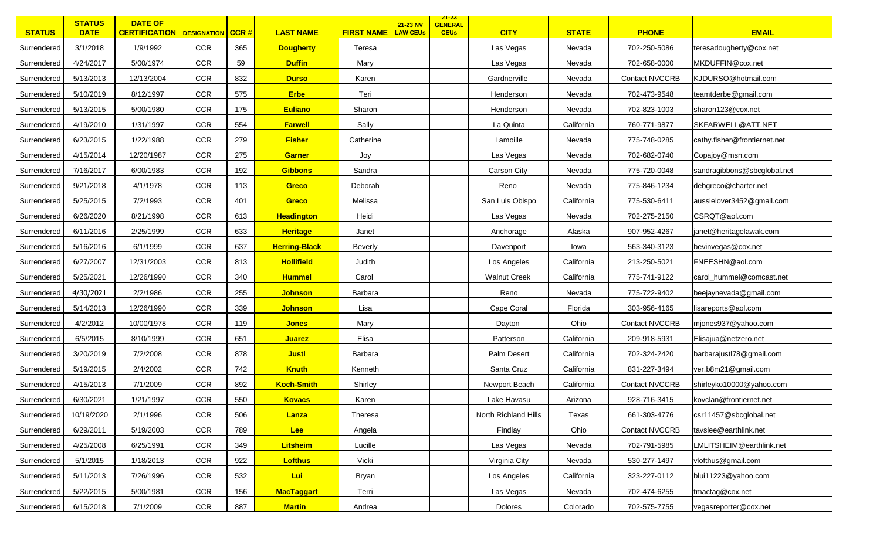| STATUS | STATUS DATE | DATE OF CERTIFICATION | DESIGNATION | CCR # | LAST NAME | FIRST NAME | 21-23 NV LAW CEUs | 21-23 GENERAL CEUs | CITY | STATE | PHONE | EMAIL |
|---|---|---|---|---|---|---|---|---|---|---|---|---|
| Surrendered | 3/1/2018 | 1/9/1992 | CCR | 365 | **Dougherty** | Teresa | | | Las Vegas | Nevada | 702-250-5086 | teresadougherty@cox.net |
| Surrendered | 4/24/2017 | 5/00/1974 | CCR | 59 | **Duffin** | Mary | | | Las Vegas | Nevada | 702-658-0000 | MKDUFFIN@cox.net |
| Surrendered | 5/13/2013 | 12/13/2004 | CCR | 832 | **Durso** | Karen | | | Gardnerville | Nevada | Contact NVCCRB | KJDURSO@hotmail.com |
| Surrendered | 5/10/2019 | 8/12/1997 | CCR | 575 | **Erbe** | Teri | | | Henderson | Nevada | 702-473-9548 | teamtderbe@gmail.com |
| Surrendered | 5/13/2015 | 5/00/1980 | CCR | 175 | **Euliano** | Sharon | | | Henderson | Nevada | 702-823-1003 | sharon123@cox.net |
| Surrendered | 4/19/2010 | 1/31/1997 | CCR | 554 | **Farwell** | Sally | | | La Quinta | California | 760-771-9877 | SKFARWELL@ATT.NET |
| Surrendered | 6/23/2015 | 1/22/1988 | CCR | 279 | **Fisher** | Catherine | | | Lamoille | Nevada | 775-748-0285 | cathy.fisher@frontiernet.net |
| Surrendered | 4/15/2014 | 12/20/1987 | CCR | 275 | **Garner** | Joy | | | Las Vegas | Nevada | 702-682-0740 | Copajoy@msn.com |
| Surrendered | 7/16/2017 | 6/00/1983 | CCR | 192 | **Gibbons** | Sandra | | | Carson City | Nevada | 775-720-0048 | sandragibbons@sbcglobal.net |
| Surrendered | 9/21/2018 | 4/1/1978 | CCR | 113 | **Greco** | Deborah | | | Reno | Nevada | 775-846-1234 | debgreco@charter.net |
| Surrendered | 5/25/2015 | 7/2/1993 | CCR | 401 | **Greco** | Melissa | | | San Luis Obispo | California | 775-530-6411 | aussielover3452@gmail.com |
| Surrendered | 6/26/2020 | 8/21/1998 | CCR | 613 | **Headington** | Heidi | | | Las Vegas | Nevada | 702-275-2150 | CSRQT@aol.com |
| Surrendered | 6/11/2016 | 2/25/1999 | CCR | 633 | **Heritage** | Janet | | | Anchorage | Alaska | 907-952-4267 | janet@heritagelawak.com |
| Surrendered | 5/16/2016 | 6/1/1999 | CCR | 637 | **Herring-Black** | Beverly | | | Davenport | Iowa | 563-340-3123 | bevinvegas@cox.net |
| Surrendered | 6/27/2007 | 12/31/2003 | CCR | 813 | **Hollifield** | Judith | | | Los Angeles | California | 213-250-5021 | FNEESHN@aol.com |
| Surrendered | 5/25/2021 | 12/26/1990 | CCR | 340 | **Hummel** | Carol | | | Walnut Creek | California | 775-741-9122 | carol_hummel@comcast.net |
| Surrendered | 4/30/2021 | 2/2/1986 | CCR | 255 | **Johnson** | Barbara | | | Reno | Nevada | 775-722-9402 | beejaynevada@gmail.com |
| Surrendered | 5/14/2013 | 12/26/1990 | CCR | 339 | **Johnson** | Lisa | | | Cape Coral | Florida | 303-956-4165 | lisareports@aol.com |
| Surrendered | 4/2/2012 | 10/00/1978 | CCR | 119 | **Jones** | Mary | | | Dayton | Ohio | Contact NVCCRB | mjones937@yahoo.com |
| Surrendered | 6/5/2015 | 8/10/1999 | CCR | 651 | **Juarez** | Elisa | | | Patterson | California | 209-918-5931 | Elisajua@netzero.net |
| Surrendered | 3/20/2019 | 7/2/2008 | CCR | 878 | **Justl** | Barbara | | | Palm Desert | California | 702-324-2420 | barbarajustl78@gmail.com |
| Surrendered | 5/19/2015 | 2/4/2002 | CCR | 742 | **Knuth** | Kenneth | | | Santa Cruz | California | 831-227-3494 | ver.b8m21@gmail.com |
| Surrendered | 4/15/2013 | 7/1/2009 | CCR | 892 | **Koch-Smith** | Shirley | | | Newport Beach | California | Contact NVCCRB | shirleyko10000@yahoo.com |
| Surrendered | 6/30/2021 | 1/21/1997 | CCR | 550 | **Kovacs** | Karen | | | Lake Havasu | Arizona | 928-716-3415 | kovclan@frontiernet.net |
| Surrendered | 10/19/2020 | 2/1/1996 | CCR | 506 | **Lanza** | Theresa | | | North Richland Hills | Texas | 661-303-4776 | csr11457@sbcglobal.net |
| Surrendered | 6/29/2011 | 5/19/2003 | CCR | 789 | **Lee** | Angela | | | Findlay | Ohio | Contact NVCCRB | tavslee@earthlink.net |
| Surrendered | 4/25/2008 | 6/25/1991 | CCR | 349 | **Litsheim** | Lucille | | | Las Vegas | Nevada | 702-791-5985 | LMLITSHEIM@earthlink.net |
| Surrendered | 5/1/2015 | 1/18/2013 | CCR | 922 | **Lofthus** | Vicki | | | Virginia City | Nevada | 530-277-1497 | vlofthus@gmail.com |
| Surrendered | 5/11/2013 | 7/26/1996 | CCR | 532 | **Lui** | Bryan | | | Los Angeles | California | 323-227-0112 | blui11223@yahoo.com |
| Surrendered | 5/22/2015 | 5/00/1981 | CCR | 156 | **MacTaggart** | Terri | | | Las Vegas | Nevada | 702-474-6255 | tmactag@cox.net |
| Surrendered | 6/15/2018 | 7/1/2009 | CCR | 887 | **Martin** | Andrea | | | Dolores | Colorado | 702-575-7755 | vegasreporter@cox.net |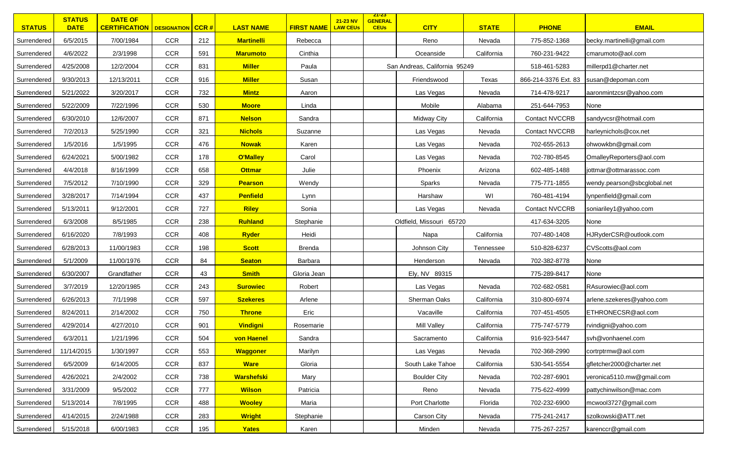| STATUS | STATUS DATE | DATE OF CERTIFICATION | DESIGNATION | CCR # | LAST NAME | FIRST NAME | 21-23 NV LAW CEUs | 21-23 GENERAL CEUs | CITY | STATE | PHONE | EMAIL |
|---|---|---|---|---|---|---|---|---|---|---|---|---|
| Surrendered | 6/5/2015 | 7/00/1984 | CCR | 212 | **Martinelli** | Rebecca | | | Reno | Nevada | 775-852-1368 | becky.martinelli@gmail.com |
| Surrendered | 4/6/2022 | 2/3/1998 | CCR | 591 | **Marumoto** | Cinthia | | | Oceanside | California | 760-231-9422 | cmarumoto@aol.com |
| Surrendered | 4/25/2008 | 12/2/2004 | CCR | 831 | **Miller** | Paula | | | San Andreas, California 95249 | | 518-461-5283 | millerpd1@charter.net |
| Surrendered | 9/30/2013 | 12/13/2011 | CCR | 916 | **Miller** | Susan | | | Friendswood | Texas | 866-214-3376 Ext. 83 | susan@depoman.com |
| Surrendered | 5/21/2022 | 3/20/2017 | CCR | 732 | **Mintz** | Aaron | | | Las Vegas | Nevada | 714-478-9217 | aaronmintzcsr@yahoo.com |
| Surrendered | 5/22/2009 | 7/22/1996 | CCR | 530 | **Moore** | Linda | | | Mobile | Alabama | 251-644-7953 | None |
| Surrendered | 6/30/2010 | 12/6/2007 | CCR | 871 | **Nelson** | Sandra | | | Midway City | California | Contact NVCCRB | sandyvcsr@hotmail.com |
| Surrendered | 7/2/2013 | 5/25/1990 | CCR | 321 | **Nichols** | Suzanne | | | Las Vegas | Nevada | Contact NVCCRB | harleynichols@cox.net |
| Surrendered | 1/5/2016 | 1/5/1995 | CCR | 476 | **Nowak** | Karen | | | Las Vegas | Nevada | 702-655-2613 | ohwowkbn@gmail.com |
| Surrendered | 6/24/2021 | 5/00/1982 | CCR | 178 | **O'Malley** | Carol | | | Las Vegas | Nevada | 702-780-8545 | OmalleyReporters@aol.com |
| Surrendered | 4/4/2018 | 8/16/1999 | CCR | 658 | **Ottmar** | Julie | | | Phoenix | Arizona | 602-485-1488 | jottmar@ottmarassoc.com |
| Surrendered | 7/5/2012 | 7/10/1990 | CCR | 329 | **Pearson** | Wendy | | | Sparks | Nevada | 775-771-1855 | wendy.pearson@sbcglobal.net |
| Surrendered | 3/28/2017 | 7/14/1994 | CCR | 437 | **Penfield** | Lynn | | | Harshaw | WI | 760-481-4194 | lynpenfield@gmail.com |
| Surrendered | 5/13/2011 | 9/12/2001 | CCR | 727 | **Riley** | Sonia | | | Las Vegas | Nevada | Contact NVCCRB | soniariley1@yahoo.com |
| Surrendered | 6/3/2008 | 8/5/1985 | CCR | 238 | **Ruhland** | Stephanie | | | Oldfield, Missouri 65720 | | 417-634-3205 | None |
| Surrendered | 6/16/2020 | 7/8/1993 | CCR | 408 | **Ryder** | Heidi | | | Napa | California | 707-480-1408 | HJRyderCSR@outlook.com |
| Surrendered | 6/28/2013 | 11/00/1983 | CCR | 198 | **Scott** | Brenda | | | Johnson City | Tennessee | 510-828-6237 | CVScotts@aol.com |
| Surrendered | 5/1/2009 | 11/00/1976 | CCR | 84 | **Seaton** | Barbara | | | Henderson | Nevada | 702-382-8778 | None |
| Surrendered | 6/30/2007 | Grandfather | CCR | 43 | **Smith** | Gloria Jean | | | Ely, NV 89315 | | 775-289-8417 | None |
| Surrendered | 3/7/2019 | 12/20/1985 | CCR | 243 | **Surowiec** | Robert | | | Las Vegas | Nevada | 702-682-0581 | RAsurowiec@aol.com |
| Surrendered | 6/26/2013 | 7/1/1998 | CCR | 597 | **Szekeres** | Arlene | | | Sherman Oaks | California | 310-800-6974 | arlene.szekeres@yahoo.com |
| Surrendered | 8/24/2011 | 2/14/2002 | CCR | 750 | **Throne** | Eric | | | Vacaville | California | 707-451-4505 | ETHRONECSR@aol.com |
| Surrendered | 4/29/2014 | 4/27/2010 | CCR | 901 | **Vindigni** | Rosemarie | | | Mill Valley | California | 775-747-5779 | rvindigni@yahoo.com |
| Surrendered | 6/3/2011 | 1/21/1996 | CCR | 504 | **von Haenel** | Sandra | | | Sacramento | California | 916-923-5447 | svh@vonhaenel.com |
| Surrendered | 11/14/2015 | 1/30/1997 | CCR | 553 | **Waggoner** | Marilyn | | | Las Vegas | Nevada | 702-368-2990 | cortrptrmw@aol.com |
| Surrendered | 6/5/2009 | 6/14/2005 | CCR | 837 | **Ware** | Gloria | | | South Lake Tahoe | California | 530-541-5554 | gfletcher2000@charter.net |
| Surrendered | 4/26/2021 | 2/4/2002 | CCR | 738 | **Warshefski** | Mary | | | Boulder City | Nevada | 702-287-6901 | veronica5110.mw@gmail.com |
| Surrendered | 3/31/2009 | 9/5/2002 | CCR | 777 | **Wilson** | Patricia | | | Reno | Nevada | 775-622-4999 | pattychinwilson@mac.com |
| Surrendered | 5/13/2014 | 7/8/1995 | CCR | 488 | **Wooley** | Maria | | | Port Charlotte | Florida | 702-232-6900 | mcwool3727@gmail.com |
| Surrendered | 4/14/2015 | 2/24/1988 | CCR | 283 | **Wright** | Stephanie | | | Carson City | Nevada | 775-241-2417 | szolkowski@ATT.net |
| Surrendered | 5/15/2018 | 6/00/1983 | CCR | 195 | **Yates** | Karen | | | Minden | Nevada | 775-267-2257 | karenccr@gmail.com |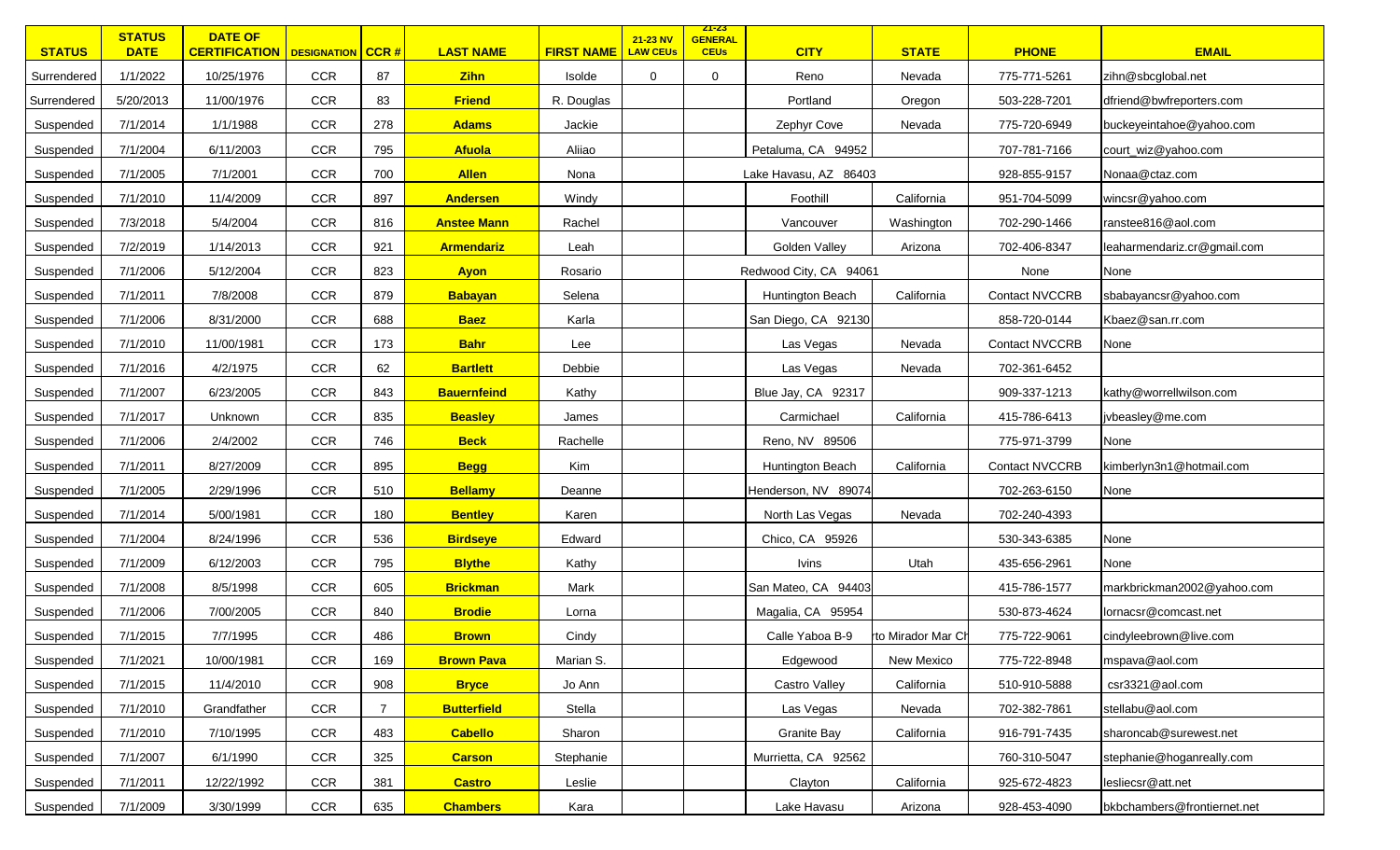| STATUS | STATUS DATE | DATE OF CERTIFICATION | DESIGNATION | CCR # | LAST NAME | FIRST NAME | 21-23 NV LAW CEUs | 21-23 GENERAL CEUs | CITY | STATE | PHONE | EMAIL |
|---|---|---|---|---|---|---|---|---|---|---|---|---|
| Surrendered | 1/1/2022 | 10/25/1976 | CCR | 87 | Zihn | Isolde | 0 | 0 | Reno | Nevada | 775-771-5261 | zihn@sbcglobal.net |
| Surrendered | 5/20/2013 | 11/00/1976 | CCR | 83 | Friend | R. Douglas | | | Portland | Oregon | 503-228-7201 | dfriend@bwfreporters.com |
| Suspended | 7/1/2014 | 1/1/1988 | CCR | 278 | Adams | Jackie | | | Zephyr Cove | Nevada | 775-720-6949 | buckeyeintahoe@yahoo.com |
| Suspended | 7/1/2004 | 6/11/2003 | CCR | 795 | Afuola | Aliiao | | | Petaluma, CA 94952 | | 707-781-7166 | court_wiz@yahoo.com |
| Suspended | 7/1/2005 | 7/1/2001 | CCR | 700 | Allen | Nona | | | Lake Havasu, AZ 86403 | | 928-855-9157 | Nonaa@ctaz.com |
| Suspended | 7/1/2010 | 11/4/2009 | CCR | 897 | Andersen | Windy | | | Foothill | California | 951-704-5099 | wincsr@yahoo.com |
| Suspended | 7/3/2018 | 5/4/2004 | CCR | 816 | Anstee Mann | Rachel | | | Vancouver | Washington | 702-290-1466 | ranstee816@aol.com |
| Suspended | 7/2/2019 | 1/14/2013 | CCR | 921 | Armendariz | Leah | | | Golden Valley | Arizona | 702-406-8347 | leaharmendariz.cr@gmail.com |
| Suspended | 7/1/2006 | 5/12/2004 | CCR | 823 | Ayon | Rosario | | | Redwood City, CA 94061 | | None | None |
| Suspended | 7/1/2011 | 7/8/2008 | CCR | 879 | Babayan | Selena | | | Huntington Beach | California | Contact NVCCRB | sbabayancsr@yahoo.com |
| Suspended | 7/1/2006 | 8/31/2000 | CCR | 688 | Baez | Karla | | | San Diego, CA 92130 | | 858-720-0144 | Kbaez@san.rr.com |
| Suspended | 7/1/2010 | 11/00/1981 | CCR | 173 | Bahr | Lee | | | Las Vegas | Nevada | Contact NVCCRB | None |
| Suspended | 7/1/2016 | 4/2/1975 | CCR | 62 | Bartlett | Debbie | | | Las Vegas | Nevada | 702-361-6452 | |
| Suspended | 7/1/2007 | 6/23/2005 | CCR | 843 | Bauernfeind | Kathy | | | Blue Jay, CA 92317 | | 909-337-1213 | kathy@worrellwilson.com |
| Suspended | 7/1/2017 | Unknown | CCR | 835 | Beasley | James | | | Carmichael | California | 415-786-6413 | jvbeasley@me.com |
| Suspended | 7/1/2006 | 2/4/2002 | CCR | 746 | Beck | Rachelle | | | Reno, NV 89506 | | 775-971-3799 | None |
| Suspended | 7/1/2011 | 8/27/2009 | CCR | 895 | Begg | Kim | | | Huntington Beach | California | Contact NVCCRB | kimberlyn3n1@hotmail.com |
| Suspended | 7/1/2005 | 2/29/1996 | CCR | 510 | Bellamy | Deanne | | | Henderson, NV 89074 | | 702-263-6150 | None |
| Suspended | 7/1/2014 | 5/00/1981 | CCR | 180 | Bentley | Karen | | | North Las Vegas | Nevada | 702-240-4393 | |
| Suspended | 7/1/2004 | 8/24/1996 | CCR | 536 | Birdseye | Edward | | | Chico, CA 95926 | | 530-343-6385 | None |
| Suspended | 7/1/2009 | 6/12/2003 | CCR | 795 | Blythe | Kathy | | | Ivins | Utah | 435-656-2961 | None |
| Suspended | 7/1/2008 | 8/5/1998 | CCR | 605 | Brickman | Mark | | | San Mateo, CA 94403 | | 415-786-1577 | markbrickman2002@yahoo.com |
| Suspended | 7/1/2006 | 7/00/2005 | CCR | 840 | Brodie | Lorna | | | Magalia, CA 95954 | | 530-873-4624 | lornacsr@comcast.net |
| Suspended | 7/1/2015 | 7/7/1995 | CCR | 486 | Brown | Cindy | | | Calle Yaboa B-9 | rto Mirador Mar Ch | 775-722-9061 | cindyleebrown@live.com |
| Suspended | 7/1/2021 | 10/00/1981 | CCR | 169 | Brown Pava | Marian S. | | | Edgewood | New Mexico | 775-722-8948 | mspava@aol.com |
| Suspended | 7/1/2015 | 11/4/2010 | CCR | 908 | Bryce | Jo Ann | | | Castro Valley | California | 510-910-5888 | csr3321@aol.com |
| Suspended | 7/1/2010 | Grandfather | CCR | 7 | Butterfield | Stella | | | Las Vegas | Nevada | 702-382-7861 | stellabu@aol.com |
| Suspended | 7/1/2010 | 7/10/1995 | CCR | 483 | Cabello | Sharon | | | Granite Bay | California | 916-791-7435 | sharoncab@surewest.net |
| Suspended | 7/1/2007 | 6/1/1990 | CCR | 325 | Carson | Stephanie | | | Murrietta, CA 92562 | | 760-310-5047 | stephanie@hoganreally.com |
| Suspended | 7/1/2011 | 12/22/1992 | CCR | 381 | Castro | Leslie | | | Clayton | California | 925-672-4823 | lesliecsr@att.net |
| Suspended | 7/1/2009 | 3/30/1999 | CCR | 635 | Chambers | Kara | | | Lake Havasu | Arizona | 928-453-4090 | bkbchambers@frontiernet.net |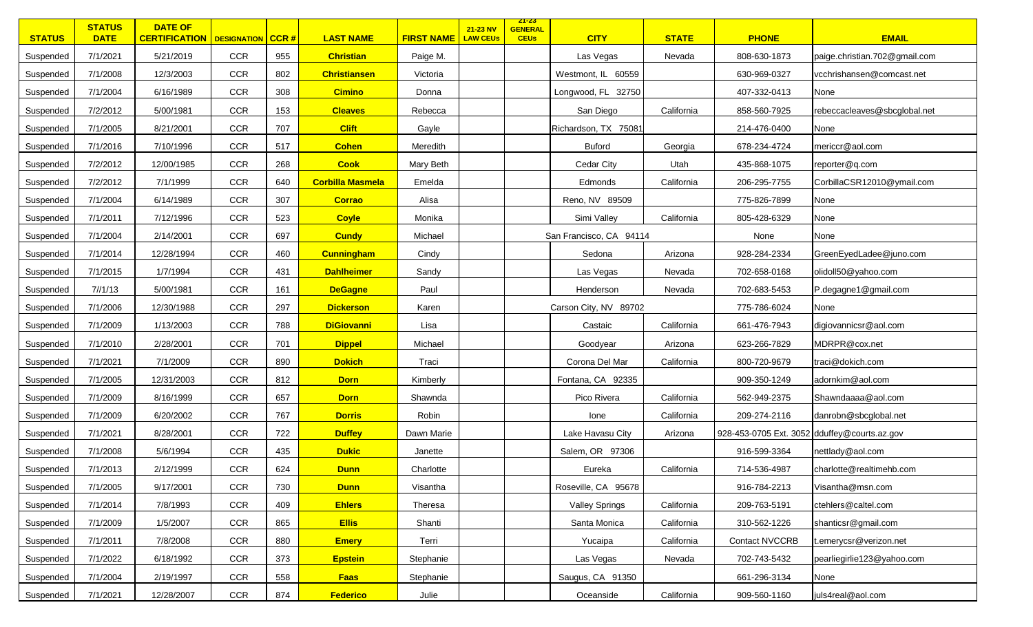| STATUS | STATUS DATE | DATE OF CERTIFICATION | DESIGNATION | CCR # | LAST NAME | FIRST NAME | 21-23 NV LAW CEUs | 21-23 GENERAL CEUs | CITY | STATE | PHONE | EMAIL |
|---|---|---|---|---|---|---|---|---|---|---|---|---|
| Suspended | 7/1/2021 | 5/21/2019 | CCR | 955 | **Christian** | Paige M. | | | Las Vegas | Nevada | 808-630-1873 | paige.christian.702@gmail.com |
| Suspended | 7/1/2008 | 12/3/2003 | CCR | 802 | **Christiansen** | Victoria | | | Westmont, IL 60559 | | 630-969-0327 | vcchrishansen@comcast.net |
| Suspended | 7/1/2004 | 6/16/1989 | CCR | 308 | **Cimino** | Donna | | | Longwood, FL 32750 | | 407-332-0413 | None |
| Suspended | 7/2/2012 | 5/00/1981 | CCR | 153 | **Cleaves** | Rebecca | | | San Diego | California | 858-560-7925 | rebeccacleaves@sbcglobal.net |
| Suspended | 7/1/2005 | 8/21/2001 | CCR | 707 | **Clift** | Gayle | | | Richardson, TX 75081 | | 214-476-0400 | None |
| Suspended | 7/1/2016 | 7/10/1996 | CCR | 517 | **Cohen** | Meredith | | | Buford | Georgia | 678-234-4724 | mericcr@aol.com |
| Suspended | 7/2/2012 | 12/00/1985 | CCR | 268 | **Cook** | Mary Beth | | | Cedar City | Utah | 435-868-1075 | reporter@q.com |
| Suspended | 7/2/2012 | 7/1/1999 | CCR | 640 | **Corbilla Masmela** | Emelda | | | Edmonds | California | 206-295-7755 | CorbillaCSR12010@ymail.com |
| Suspended | 7/1/2004 | 6/14/1989 | CCR | 307 | **Corrao** | Alisa | | | Reno, NV 89509 | | 775-826-7899 | None |
| Suspended | 7/1/2011 | 7/12/1996 | CCR | 523 | **Coyle** | Monika | | | Simi Valley | California | 805-428-6329 | None |
| Suspended | 7/1/2004 | 2/14/2001 | CCR | 697 | **Cundy** | Michael | | | San Francisco, CA 94114 | | None | None |
| Suspended | 7/1/2014 | 12/28/1994 | CCR | 460 | **Cunningham** | Cindy | | | Sedona | Arizona | 928-284-2334 | GreenEyedLadee@juno.com |
| Suspended | 7/1/2015 | 1/7/1994 | CCR | 431 | **Dahlheimer** | Sandy | | | Las Vegas | Nevada | 702-658-0168 | olidoll50@yahoo.com |
| Suspended | 7//1/13 | 5/00/1981 | CCR | 161 | **DeGagne** | Paul | | | Henderson | Nevada | 702-683-5453 | P.degagne1@gmail.com |
| Suspended | 7/1/2006 | 12/30/1988 | CCR | 297 | **Dickerson** | Karen | | | Carson City, NV 89702 | | 775-786-6024 | None |
| Suspended | 7/1/2009 | 1/13/2003 | CCR | 788 | **DiGiovanni** | Lisa | | | Castaic | California | 661-476-7943 | digiovannicsr@aol.com |
| Suspended | 7/1/2010 | 2/28/2001 | CCR | 701 | **Dippel** | Michael | | | Goodyear | Arizona | 623-266-7829 | MDRPR@cox.net |
| Suspended | 7/1/2021 | 7/1/2009 | CCR | 890 | **Dokich** | Traci | | | Corona Del Mar | California | 800-720-9679 | traci@dokich.com |
| Suspended | 7/1/2005 | 12/31/2003 | CCR | 812 | **Dorn** | Kimberly | | | Fontana, CA 92335 | | 909-350-1249 | adornkim@aol.com |
| Suspended | 7/1/2009 | 8/16/1999 | CCR | 657 | **Dorn** | Shawnda | | | Pico Rivera | California | 562-949-2375 | Shawndaaaa@aol.com |
| Suspended | 7/1/2009 | 6/20/2002 | CCR | 767 | **Dorris** | Robin | | | Ione | California | 209-274-2116 | danrobn@sbcglobal.net |
| Suspended | 7/1/2021 | 8/28/2001 | CCR | 722 | **Duffey** | Dawn Marie | | | Lake Havasu City | Arizona | 928-453-0705 Ext. 3052 | dduffey@courts.az.gov |
| Suspended | 7/1/2008 | 5/6/1994 | CCR | 435 | **Dukic** | Janette | | | Salem, OR 97306 | | 916-599-3364 | nettlady@aol.com |
| Suspended | 7/1/2013 | 2/12/1999 | CCR | 624 | **Dunn** | Charlotte | | | Eureka | California | 714-536-4987 | charlotte@realtimehb.com |
| Suspended | 7/1/2005 | 9/17/2001 | CCR | 730 | **Dunn** | Visantha | | | Roseville, CA 95678 | | 916-784-2213 | Visantha@msn.com |
| Suspended | 7/1/2014 | 7/8/1993 | CCR | 409 | **Ehlers** | Theresa | | | Valley Springs | California | 209-763-5191 | ctehlers@caltel.com |
| Suspended | 7/1/2009 | 1/5/2007 | CCR | 865 | **Ellis** | Shanti | | | Santa Monica | California | 310-562-1226 | shanticsr@gmail.com |
| Suspended | 7/1/2011 | 7/8/2008 | CCR | 880 | **Emery** | Terri | | | Yucaipa | California | Contact NVCCRB | t.emerycsr@verizon.net |
| Suspended | 7/1/2022 | 6/18/1992 | CCR | 373 | **Epstein** | Stephanie | | | Las Vegas | Nevada | 702-743-5432 | pearliegirlie123@yahoo.com |
| Suspended | 7/1/2004 | 2/19/1997 | CCR | 558 | **Faas** | Stephanie | | | Saugus, CA 91350 | | 661-296-3134 | None |
| Suspended | 7/1/2021 | 12/28/2007 | CCR | 874 | **Federico** | Julie | | | Oceanside | California | 909-560-1160 | juls4real@aol.com |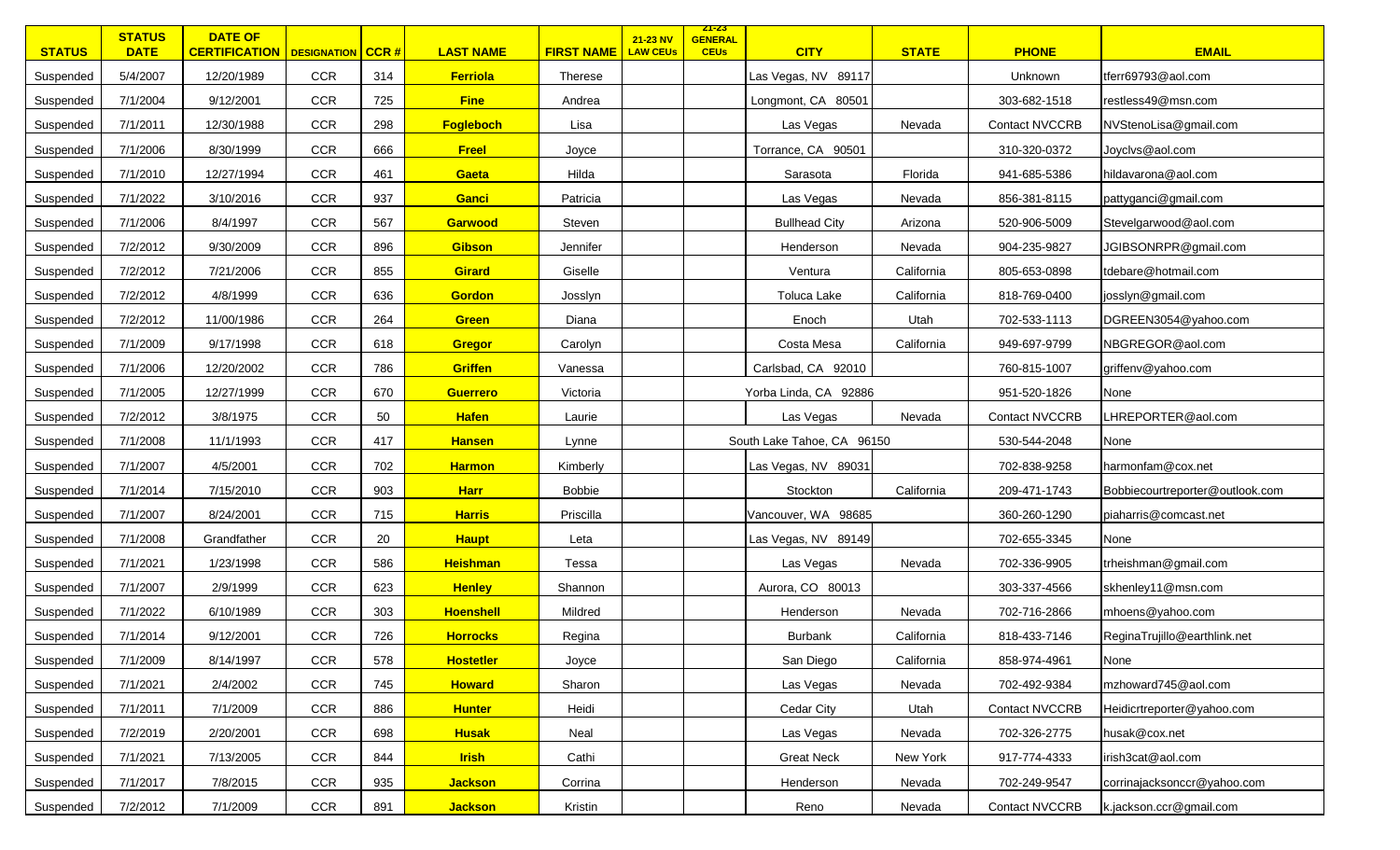| STATUS | STATUS DATE | DATE OF CERTIFICATION | DESIGNATION | CCR # | LAST NAME | FIRST NAME | 21-23 NV LAW CEUs | 21-23 GENERAL CEUs | CITY | STATE | PHONE | EMAIL |
|---|---|---|---|---|---|---|---|---|---|---|---|---|
| Suspended | 5/4/2007 | 12/20/1989 | CCR | 314 | **Ferriola** | Therese | | | Las Vegas, NV 89117 | | Unknown | tferr69793@aol.com |
| Suspended | 7/1/2004 | 9/12/2001 | CCR | 725 | **Fine** | Andrea | | | Longmont, CA 80501 | | 303-682-1518 | restless49@msn.com |
| Suspended | 7/1/2011 | 12/30/1988 | CCR | 298 | **Fogleboch** | Lisa | | | Las Vegas | Nevada | Contact NVCCRB | NVStenoLisa@gmail.com |
| Suspended | 7/1/2006 | 8/30/1999 | CCR | 666 | **Freel** | Joyce | | | Torrance, CA 90501 | | 310-320-0372 | Joyclvs@aol.com |
| Suspended | 7/1/2010 | 12/27/1994 | CCR | 461 | **Gaeta** | Hilda | | | Sarasota | Florida | 941-685-5386 | hildavarona@aol.com |
| Suspended | 7/1/2022 | 3/10/2016 | CCR | 937 | **Ganci** | Patricia | | | Las Vegas | Nevada | 856-381-8115 | pattyganci@gmail.com |
| Suspended | 7/1/2006 | 8/4/1997 | CCR | 567 | **Garwood** | Steven | | | Bullhead City | Arizona | 520-906-5009 | Stevelgarwood@aol.com |
| Suspended | 7/2/2012 | 9/30/2009 | CCR | 896 | **Gibson** | Jennifer | | | Henderson | Nevada | 904-235-9827 | JGIBSONRPR@gmail.com |
| Suspended | 7/2/2012 | 7/21/2006 | CCR | 855 | **Girard** | Giselle | | | Ventura | California | 805-653-0898 | tdebare@hotmail.com |
| Suspended | 7/2/2012 | 4/8/1999 | CCR | 636 | **Gordon** | Josslyn | | | Toluca Lake | California | 818-769-0400 | josslyn@gmail.com |
| Suspended | 7/2/2012 | 11/00/1986 | CCR | 264 | **Green** | Diana | | | Enoch | Utah | 702-533-1113 | DGREEN3054@yahoo.com |
| Suspended | 7/1/2009 | 9/17/1998 | CCR | 618 | **Gregor** | Carolyn | | | Costa Mesa | California | 949-697-9799 | NBGREGOR@aol.com |
| Suspended | 7/1/2006 | 12/20/2002 | CCR | 786 | **Griffen** | Vanessa | | | Carlsbad, CA 92010 | | 760-815-1007 | griffenv@yahoo.com |
| Suspended | 7/1/2005 | 12/27/1999 | CCR | 670 | **Guerrero** | Victoria | | | Yorba Linda, CA 92886 | | 951-520-1826 | None |
| Suspended | 7/2/2012 | 3/8/1975 | CCR | 50 | **Hafen** | Laurie | | | Las Vegas | Nevada | Contact NVCCRB | LHREPORTER@aol.com |
| Suspended | 7/1/2008 | 11/1/1993 | CCR | 417 | **Hansen** | Lynne | | | South Lake Tahoe, CA 96150 | | 530-544-2048 | None |
| Suspended | 7/1/2007 | 4/5/2001 | CCR | 702 | **Harmon** | Kimberly | | | Las Vegas, NV 89031 | | 702-838-9258 | harmonfam@cox.net |
| Suspended | 7/1/2014 | 7/15/2010 | CCR | 903 | **Harr** | Bobbie | | | Stockton | California | 209-471-1743 | Bobbiecourtreporter@outlook.com |
| Suspended | 7/1/2007 | 8/24/2001 | CCR | 715 | **Harris** | Priscilla | | | Vancouver, WA 98685 | | 360-260-1290 | piaharris@comcast.net |
| Suspended | 7/1/2008 | Grandfather | CCR | 20 | **Haupt** | Leta | | | Las Vegas, NV 89149 | | 702-655-3345 | None |
| Suspended | 7/1/2021 | 1/23/1998 | CCR | 586 | **Heishman** | Tessa | | | Las Vegas | Nevada | 702-336-9905 | trheishman@gmail.com |
| Suspended | 7/1/2007 | 2/9/1999 | CCR | 623 | **Henley** | Shannon | | | Aurora, CO 80013 | | 303-337-4566 | skhenley11@msn.com |
| Suspended | 7/1/2022 | 6/10/1989 | CCR | 303 | **Hoenshell** | Mildred | | | Henderson | Nevada | 702-716-2866 | mhoens@yahoo.com |
| Suspended | 7/1/2014 | 9/12/2001 | CCR | 726 | **Horrocks** | Regina | | | Burbank | California | 818-433-7146 | ReginaTrujillo@earthlink.net |
| Suspended | 7/1/2009 | 8/14/1997 | CCR | 578 | **Hostetler** | Joyce | | | San Diego | California | 858-974-4961 | None |
| Suspended | 7/1/2021 | 2/4/2002 | CCR | 745 | **Howard** | Sharon | | | Las Vegas | Nevada | 702-492-9384 | mzhoward745@aol.com |
| Suspended | 7/1/2011 | 7/1/2009 | CCR | 886 | **Hunter** | Heidi | | | Cedar City | Utah | Contact NVCCRB | Heidicrtreporter@yahoo.com |
| Suspended | 7/2/2019 | 2/20/2001 | CCR | 698 | **Husak** | Neal | | | Las Vegas | Nevada | 702-326-2775 | husak@cox.net |
| Suspended | 7/1/2021 | 7/13/2005 | CCR | 844 | **Irish** | Cathi | | | Great Neck | New York | 917-774-4333 | irish3cat@aol.com |
| Suspended | 7/1/2017 | 7/8/2015 | CCR | 935 | **Jackson** | Corrina | | | Henderson | Nevada | 702-249-9547 | corrinajacksonccr@yahoo.com |
| Suspended | 7/2/2012 | 7/1/2009 | CCR | 891 | **Jackson** | Kristin | | | Reno | Nevada | Contact NVCCRB | k.jackson.ccr@gmail.com |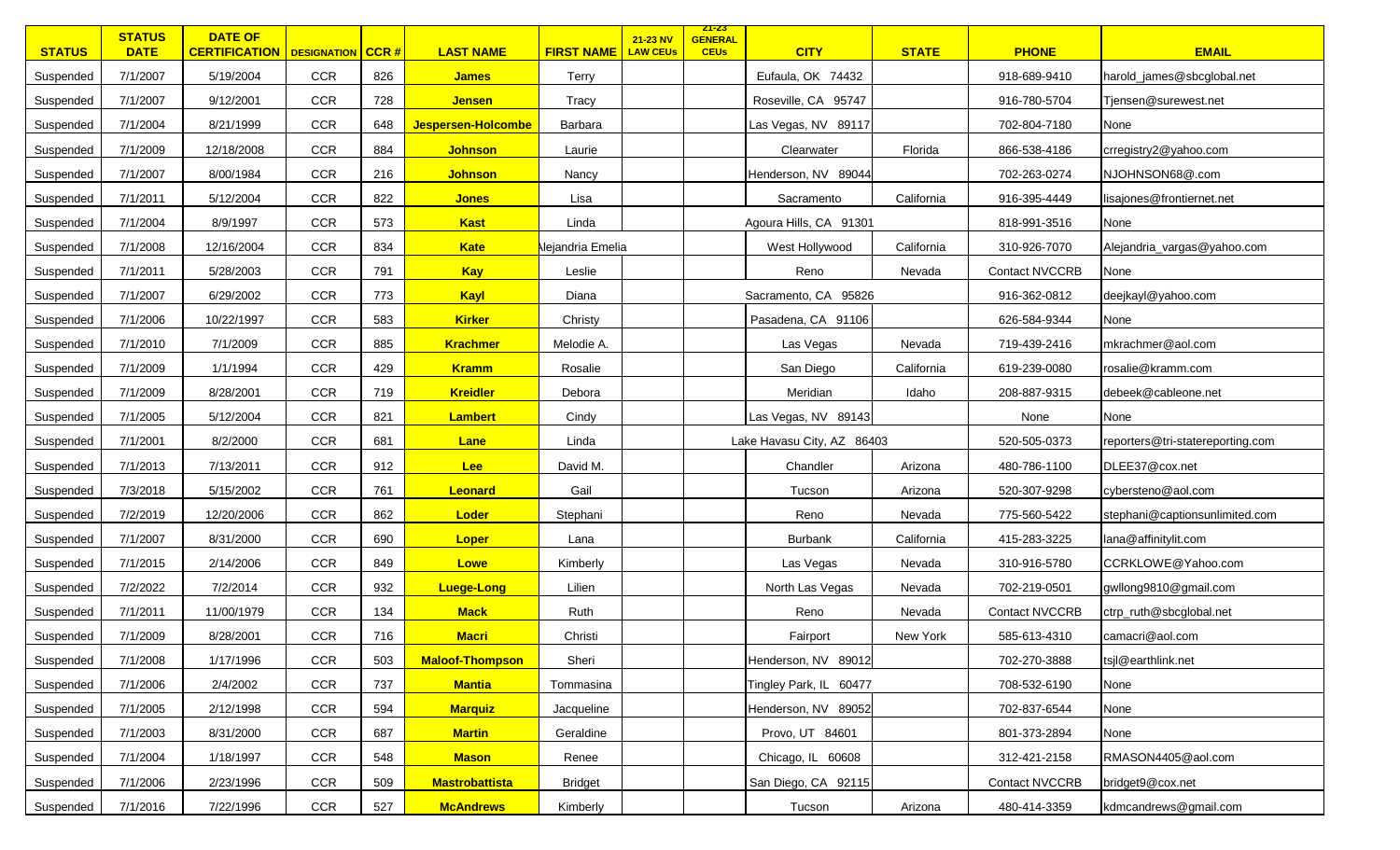| STATUS | STATUS DATE | DATE OF CERTIFICATION | DESIGNATION | CCR # | LAST NAME | FIRST NAME | 21-23 NV LAW CEUs | 21-23 GENERAL CEUs | CITY | STATE | PHONE | EMAIL |
|---|---|---|---|---|---|---|---|---|---|---|---|---|
| Suspended | 7/1/2007 | 5/19/2004 | CCR | 826 | **James** | Terry | | | Eufaula, OK 74432 | | 918-689-9410 | harold_james@sbcglobal.net |
| Suspended | 7/1/2007 | 9/12/2001 | CCR | 728 | **Jensen** | Tracy | | | Roseville, CA 95747 | | 916-780-5704 | Tjensen@surewest.net |
| Suspended | 7/1/2004 | 8/21/1999 | CCR | 648 | **Jespersen-Holcombe** | Barbara | | | Las Vegas, NV 89117 | | 702-804-7180 | None |
| Suspended | 7/1/2009 | 12/18/2008 | CCR | 884 | **Johnson** | Laurie | | | Clearwater | Florida | 866-538-4186 | crregistry2@yahoo.com |
| Suspended | 7/1/2007 | 8/00/1984 | CCR | 216 | **Johnson** | Nancy | | | Henderson, NV 89044 | | 702-263-0274 | NJOHNSON68@.com |
| Suspended | 7/1/2011 | 5/12/2004 | CCR | 822 | **Jones** | Lisa | | | Sacramento | California | 916-395-4449 | lisajones@frontiernet.net |
| Suspended | 7/1/2004 | 8/9/1997 | CCR | 573 | **Kast** | Linda | | | Agoura Hills, CA 91301 | | 818-991-3516 | None |
| Suspended | 7/1/2008 | 12/16/2004 | CCR | 834 | **Kate** | Alejandria Emelia | | | West Hollywood | California | 310-926-7070 | Alejandria_vargas@yahoo.com |
| Suspended | 7/1/2011 | 5/28/2003 | CCR | 791 | **Kay** | Leslie | | | Reno | Nevada | Contact NVCCRB | None |
| Suspended | 7/1/2007 | 6/29/2002 | CCR | 773 | **Kayl** | Diana | | | Sacramento, CA 95826 | | 916-362-0812 | deejkayl@yahoo.com |
| Suspended | 7/1/2006 | 10/22/1997 | CCR | 583 | **Kirker** | Christy | | | Pasadena, CA 91106 | | 626-584-9344 | None |
| Suspended | 7/1/2010 | 7/1/2009 | CCR | 885 | **Krachmer** | Melodie A. | | | Las Vegas | Nevada | 719-439-2416 | mkrachmer@aol.com |
| Suspended | 7/1/2009 | 1/1/1994 | CCR | 429 | **Kramm** | Rosalie | | | San Diego | California | 619-239-0080 | rosalie@kramm.com |
| Suspended | 7/1/2009 | 8/28/2001 | CCR | 719 | **Kreidler** | Debora | | | Meridian | Idaho | 208-887-9315 | debeek@cableone.net |
| Suspended | 7/1/2005 | 5/12/2004 | CCR | 821 | **Lambert** | Cindy | | | Las Vegas, NV 89143 | | None | None |
| Suspended | 7/1/2001 | 8/2/2000 | CCR | 681 | **Lane** | Linda | | | Lake Havasu City, AZ 86403 | | 520-505-0373 | reporters@tri-statereporting.com |
| Suspended | 7/1/2013 | 7/13/2011 | CCR | 912 | **Lee** | David M. | | | Chandler | Arizona | 480-786-1100 | DLEE37@cox.net |
| Suspended | 7/3/2018 | 5/15/2002 | CCR | 761 | **Leonard** | Gail | | | Tucson | Arizona | 520-307-9298 | cybersteno@aol.com |
| Suspended | 7/2/2019 | 12/20/2006 | CCR | 862 | **Loder** | Stephani | | | Reno | Nevada | 775-560-5422 | stephani@captionsunlimited.com |
| Suspended | 7/1/2007 | 8/31/2000 | CCR | 690 | **Loper** | Lana | | | Burbank | California | 415-283-3225 | lana@affinitylit.com |
| Suspended | 7/1/2015 | 2/14/2006 | CCR | 849 | **Lowe** | Kimberly | | | Las Vegas | Nevada | 310-916-5780 | CCRKLOWE@Yahoo.com |
| Suspended | 7/2/2022 | 7/2/2014 | CCR | 932 | **Luege-Long** | Lilien | | | North Las Vegas | Nevada | 702-219-0501 | gwllong9810@gmail.com |
| Suspended | 7/1/2011 | 11/00/1979 | CCR | 134 | **Mack** | Ruth | | | Reno | Nevada | Contact NVCCRB | ctrp_ruth@sbcglobal.net |
| Suspended | 7/1/2009 | 8/28/2001 | CCR | 716 | **Macri** | Christi | | | Fairport | New York | 585-613-4310 | camacri@aol.com |
| Suspended | 7/1/2008 | 1/17/1996 | CCR | 503 | **Maloof-Thompson** | Sheri | | | Henderson, NV 89012 | | 702-270-3888 | tsjl@earthlink.net |
| Suspended | 7/1/2006 | 2/4/2002 | CCR | 737 | **Mantia** | Tommasina | | | Tingley Park, IL 60477 | | 708-532-6190 | None |
| Suspended | 7/1/2005 | 2/12/1998 | CCR | 594 | **Marquiz** | Jacqueline | | | Henderson, NV 89052 | | 702-837-6544 | None |
| Suspended | 7/1/2003 | 8/31/2000 | CCR | 687 | **Martin** | Geraldine | | | Provo, UT 84601 | | 801-373-2894 | None |
| Suspended | 7/1/2004 | 1/18/1997 | CCR | 548 | **Mason** | Renee | | | Chicago, IL 60608 | | 312-421-2158 | RMASON4405@aol.com |
| Suspended | 7/1/2006 | 2/23/1996 | CCR | 509 | **Mastrobattista** | Bridget | | | San Diego, CA 92115 | | Contact NVCCRB | bridget9@cox.net |
| Suspended | 7/1/2016 | 7/22/1996 | CCR | 527 | **McAndrews** | Kimberly | | | Tucson | Arizona | 480-414-3359 | kdmcandrews@gmail.com |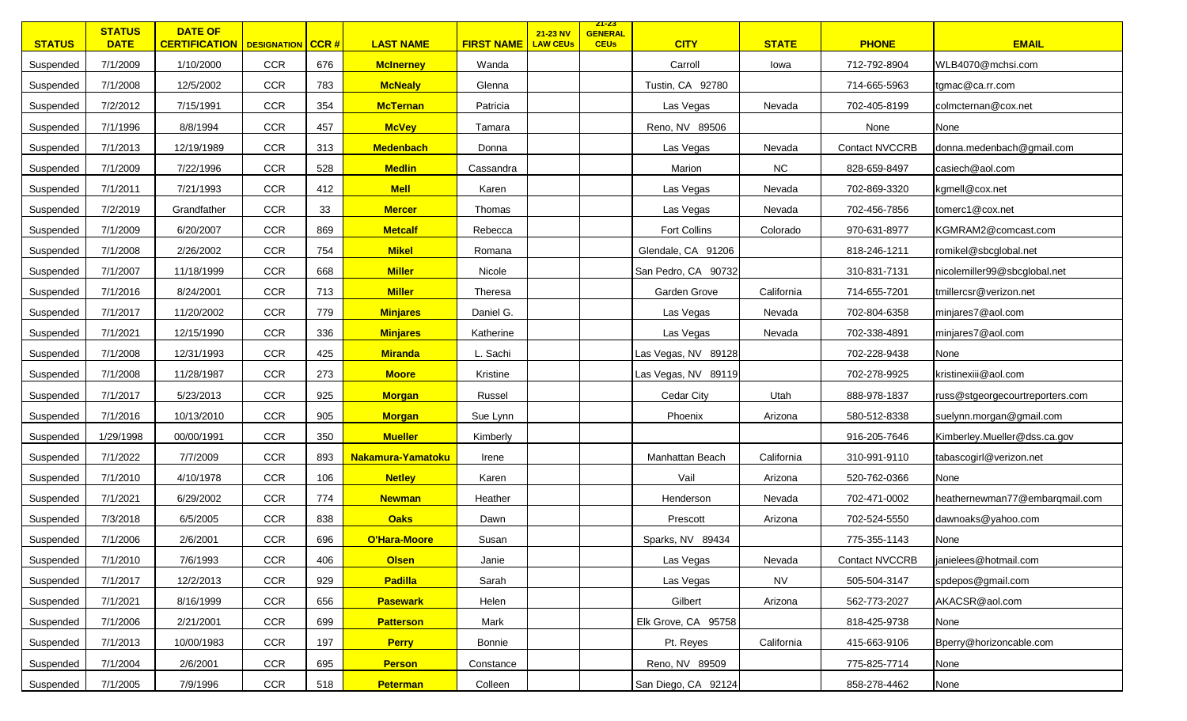| STATUS | STATUS DATE | DATE OF CERTIFICATION | DESIGNATION | CCR # | LAST NAME | FIRST NAME | 21-23 NV LAW CEUs | 21-23 GENERAL CEUs | CITY | STATE | PHONE | EMAIL |
|---|---|---|---|---|---|---|---|---|---|---|---|---|
| Suspended | 7/1/2009 | 1/10/2000 | CCR | 676 | **McInerney** | Wanda | | | Carroll | Iowa | 712-792-8904 | WLB4070@mchsi.com |
| Suspended | 7/1/2008 | 12/5/2002 | CCR | 783 | **McNealy** | Glenna | | | Tustin, CA 92780 | | 714-665-5963 | tgmac@ca.rr.com |
| Suspended | 7/2/2012 | 7/15/1991 | CCR | 354 | **McTernan** | Patricia | | | Las Vegas | Nevada | 702-405-8199 | colmcternan@cox.net |
| Suspended | 7/1/1996 | 8/8/1994 | CCR | 457 | **McVey** | Tamara | | | Reno, NV 89506 | | None | None |
| Suspended | 7/1/2013 | 12/19/1989 | CCR | 313 | **Medenbach** | Donna | | | Las Vegas | Nevada | Contact NVCCRB | donna.medenbach@gmail.com |
| Suspended | 7/1/2009 | 7/22/1996 | CCR | 528 | **Medlin** | Cassandra | | | Marion | NC | 828-659-8497 | casiech@aol.com |
| Suspended | 7/1/2011 | 7/21/1993 | CCR | 412 | **Mell** | Karen | | | Las Vegas | Nevada | 702-869-3320 | kgmell@cox.net |
| Suspended | 7/2/2019 | Grandfather | CCR | 33 | **Mercer** | Thomas | | | Las Vegas | Nevada | 702-456-7856 | tomerc1@cox.net |
| Suspended | 7/1/2009 | 6/20/2007 | CCR | 869 | **Metcalf** | Rebecca | | | Fort Collins | Colorado | 970-631-8977 | KGMRAM2@comcast.com |
| Suspended | 7/1/2008 | 2/26/2002 | CCR | 754 | **Mikel** | Romana | | | Glendale, CA 91206 | | 818-246-1211 | romikel@sbcglobal.net |
| Suspended | 7/1/2007 | 11/18/1999 | CCR | 668 | **Miller** | Nicole | | | San Pedro, CA 90732 | | 310-831-7131 | nicolemiller99@sbcglobal.net |
| Suspended | 7/1/2016 | 8/24/2001 | CCR | 713 | **Miller** | Theresa | | | Garden Grove | California | 714-655-7201 | tmillercsr@verizon.net |
| Suspended | 7/1/2017 | 11/20/2002 | CCR | 779 | **Minjares** | Daniel G. | | | Las Vegas | Nevada | 702-804-6358 | minjares7@aol.com |
| Suspended | 7/1/2021 | 12/15/1990 | CCR | 336 | **Minjares** | Katherine | | | Las Vegas | Nevada | 702-338-4891 | minjares7@aol.com |
| Suspended | 7/1/2008 | 12/31/1993 | CCR | 425 | **Miranda** | L. Sachi | | | Las Vegas, NV 89128 | | 702-228-9438 | None |
| Suspended | 7/1/2008 | 11/28/1987 | CCR | 273 | **Moore** | Kristine | | | Las Vegas, NV 89119 | | 702-278-9925 | kristinexiii@aol.com |
| Suspended | 7/1/2017 | 5/23/2013 | CCR | 925 | **Morgan** | Russel | | | Cedar City | Utah | 888-978-1837 | russ@stgeorgecourtreporters.com |
| Suspended | 7/1/2016 | 10/13/2010 | CCR | 905 | **Morgan** | Sue Lynn | | | Phoenix | Arizona | 580-512-8338 | suelynn.morgan@gmail.com |
| Suspended | 1/29/1998 | 00/00/1991 | CCR | 350 | **Mueller** | Kimberly | | | | | 916-205-7646 | Kimberley.Mueller@dss.ca.gov |
| Suspended | 7/1/2022 | 7/7/2009 | CCR | 893 | **Nakamura-Yamatoku** | Irene | | | Manhattan Beach | California | 310-991-9110 | tabascogirl@verizon.net |
| Suspended | 7/1/2010 | 4/10/1978 | CCR | 106 | **Netley** | Karen | | | Vail | Arizona | 520-762-0366 | None |
| Suspended | 7/1/2021 | 6/29/2002 | CCR | 774 | **Newman** | Heather | | | Henderson | Nevada | 702-471-0002 | heathernewman77@embarqmail.com |
| Suspended | 7/3/2018 | 6/5/2005 | CCR | 838 | **Oaks** | Dawn | | | Prescott | Arizona | 702-524-5550 | dawnoaks@yahoo.com |
| Suspended | 7/1/2006 | 2/6/2001 | CCR | 696 | **O'Hara-Moore** | Susan | | | Sparks, NV 89434 | | 775-355-1143 | None |
| Suspended | 7/1/2010 | 7/6/1993 | CCR | 406 | **Olsen** | Janie | | | Las Vegas | Nevada | Contact NVCCRB | janielees@hotmail.com |
| Suspended | 7/1/2017 | 12/2/2013 | CCR | 929 | **Padilla** | Sarah | | | Las Vegas | NV | 505-504-3147 | spdepos@gmail.com |
| Suspended | 7/1/2021 | 8/16/1999 | CCR | 656 | **Pasewark** | Helen | | | Gilbert | Arizona | 562-773-2027 | AKACSR@aol.com |
| Suspended | 7/1/2006 | 2/21/2001 | CCR | 699 | **Patterson** | Mark | | | Elk Grove, CA 95758 | | 818-425-9738 | None |
| Suspended | 7/1/2013 | 10/00/1983 | CCR | 197 | **Perry** | Bonnie | | | Pt. Reyes | California | 415-663-9106 | Bperry@horizoncable.com |
| Suspended | 7/1/2004 | 2/6/2001 | CCR | 695 | **Person** | Constance | | | Reno, NV 89509 | | 775-825-7714 | None |
| Suspended | 7/1/2005 | 7/9/1996 | CCR | 518 | **Peterman** | Colleen | | | San Diego, CA 92124 | | 858-278-4462 | None |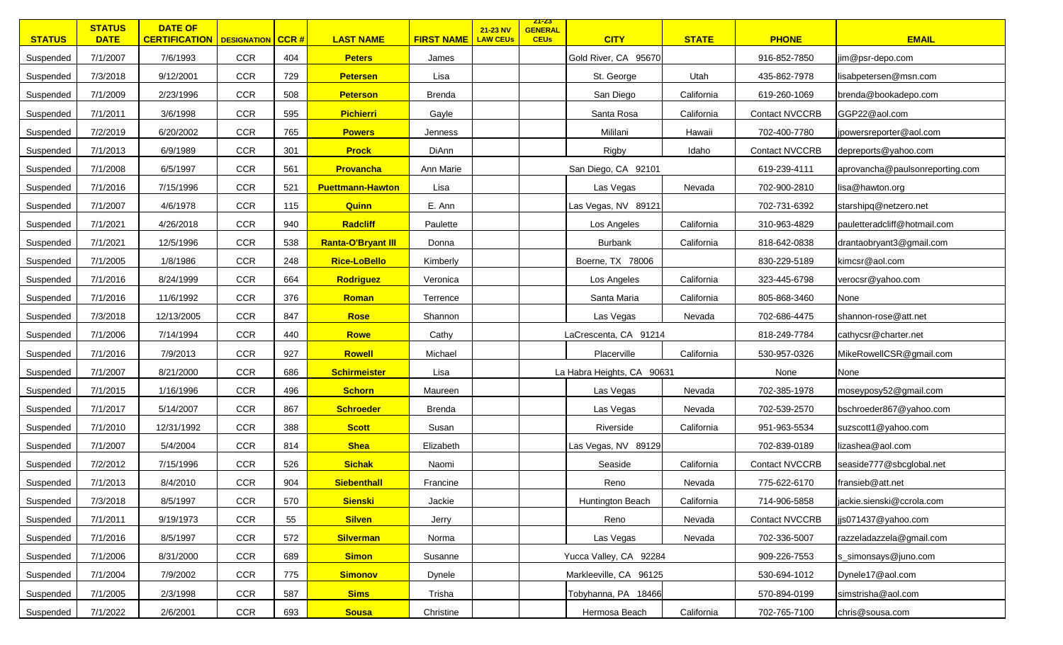| STATUS | STATUS DATE | DATE OF CERTIFICATION | DESIGNATION | CCR # | LAST NAME | FIRST NAME | 21-23 NV LAW CEUs | 21-23 GENERAL CEUs | CITY | STATE | PHONE | EMAIL |
|---|---|---|---|---|---|---|---|---|---|---|---|---|
| Suspended | 7/1/2007 | 7/6/1993 | CCR | 404 | **Peters** | James | | | Gold River, CA 95670 | | 916-852-7850 | jim@psr-depo.com |
| Suspended | 7/3/2018 | 9/12/2001 | CCR | 729 | **Petersen** | Lisa | | | St. George | Utah | 435-862-7978 | lisabpetersen@msn.com |
| Suspended | 7/1/2009 | 2/23/1996 | CCR | 508 | **Peterson** | Brenda | | | San Diego | California | 619-260-1069 | brenda@bookadepo.com |
| Suspended | 7/1/2011 | 3/6/1998 | CCR | 595 | **Pichierri** | Gayle | | | Santa Rosa | California | Contact NVCCRB | GGP22@aol.com |
| Suspended | 7/2/2019 | 6/20/2002 | CCR | 765 | **Powers** | Jenness | | | Mililani | Hawaii | 702-400-7780 | jpowersreporter@aol.com |
| Suspended | 7/1/2013 | 6/9/1989 | CCR | 301 | **Prock** | DiAnn | | | Rigby | Idaho | Contact NVCCRB | depreports@yahoo.com |
| Suspended | 7/1/2008 | 6/5/1997 | CCR | 561 | **Provancha** | Ann Marie | | | San Diego, CA 92101 | | 619-239-4111 | aprovancha@paulsonreporting.com |
| Suspended | 7/1/2016 | 7/15/1996 | CCR | 521 | **Puettmann-Hawton** | Lisa | | | Las Vegas | Nevada | 702-900-2810 | lisa@hawton.org |
| Suspended | 7/1/2007 | 4/6/1978 | CCR | 115 | **Quinn** | E. Ann | | | Las Vegas, NV 89121 | | 702-731-6392 | starshipq@netzero.net |
| Suspended | 7/1/2021 | 4/26/2018 | CCR | 940 | **Radcliff** | Paulette | | | Los Angeles | California | 310-963-4829 | pauletteradcliff@hotmail.com |
| Suspended | 7/1/2021 | 12/5/1996 | CCR | 538 | **Ranta-O'Bryant III** | Donna | | | Burbank | California | 818-642-0838 | drantaobryant3@gmail.com |
| Suspended | 7/1/2005 | 1/8/1986 | CCR | 248 | **Rice-LoBello** | Kimberly | | | Boerne, TX 78006 | | 830-229-5189 | kimcsr@aol.com |
| Suspended | 7/1/2016 | 8/24/1999 | CCR | 664 | **Rodriguez** | Veronica | | | Los Angeles | California | 323-445-6798 | verocsr@yahoo.com |
| Suspended | 7/1/2016 | 11/6/1992 | CCR | 376 | **Roman** | Terrence | | | Santa Maria | California | 805-868-3460 | None |
| Suspended | 7/3/2018 | 12/13/2005 | CCR | 847 | **Rose** | Shannon | | | Las Vegas | Nevada | 702-686-4475 | shannon-rose@att.net |
| Suspended | 7/1/2006 | 7/14/1994 | CCR | 440 | **Rowe** | Cathy | | | LaCrescenta, CA 91214 | | 818-249-7784 | cathycsr@charter.net |
| Suspended | 7/1/2016 | 7/9/2013 | CCR | 927 | **Rowell** | Michael | | | Placerville | California | 530-957-0326 | MikeRowellCSR@gmail.com |
| Suspended | 7/1/2007 | 8/21/2000 | CCR | 686 | **Schirmeister** | Lisa | | | La Habra Heights, CA 90631 | | None | None |
| Suspended | 7/1/2015 | 1/16/1996 | CCR | 496 | **Schorn** | Maureen | | | Las Vegas | Nevada | 702-385-1978 | moseyposy52@gmail.com |
| Suspended | 7/1/2017 | 5/14/2007 | CCR | 867 | **Schroeder** | Brenda | | | Las Vegas | Nevada | 702-539-2570 | bschroeder867@yahoo.com |
| Suspended | 7/1/2010 | 12/31/1992 | CCR | 388 | **Scott** | Susan | | | Riverside | California | 951-963-5534 | suzscott1@yahoo.com |
| Suspended | 7/1/2007 | 5/4/2004 | CCR | 814 | **Shea** | Elizabeth | | | Las Vegas, NV 89129 | | 702-839-0189 | lizashea@aol.com |
| Suspended | 7/2/2012 | 7/15/1996 | CCR | 526 | **Sichak** | Naomi | | | Seaside | California | Contact NVCCRB | seaside777@sbcglobal.net |
| Suspended | 7/1/2013 | 8/4/2010 | CCR | 904 | **Siebenthall** | Francine | | | Reno | Nevada | 775-622-6170 | fransieb@att.net |
| Suspended | 7/3/2018 | 8/5/1997 | CCR | 570 | **Sienski** | Jackie | | | Huntington Beach | California | 714-906-5858 | jackie.sienski@ccrola.com |
| Suspended | 7/1/2011 | 9/19/1973 | CCR | 55 | **Silven** | Jerry | | | Reno | Nevada | Contact NVCCRB | jjs071437@yahoo.com |
| Suspended | 7/1/2016 | 8/5/1997 | CCR | 572 | **Silverman** | Norma | | | Las Vegas | Nevada | 702-336-5007 | razzeladazzela@gmail.com |
| Suspended | 7/1/2006 | 8/31/2000 | CCR | 689 | **Simon** | Susanne | | | Yucca Valley, CA 92284 | | 909-226-7553 | s_simonsays@juno.com |
| Suspended | 7/1/2004 | 7/9/2002 | CCR | 775 | **Simonov** | Dynele | | | Markleeville, CA 96125 | | 530-694-1012 | Dynele17@aol.com |
| Suspended | 7/1/2005 | 2/3/1998 | CCR | 587 | **Sims** | Trisha | | | Tobyhanna, PA 18466 | | 570-894-0199 | simstrisha@aol.com |
| Suspended | 7/1/2022 | 2/6/2001 | CCR | 693 | **Sousa** | Christine | | | Hermosa Beach | California | 702-765-7100 | chris@sousa.com |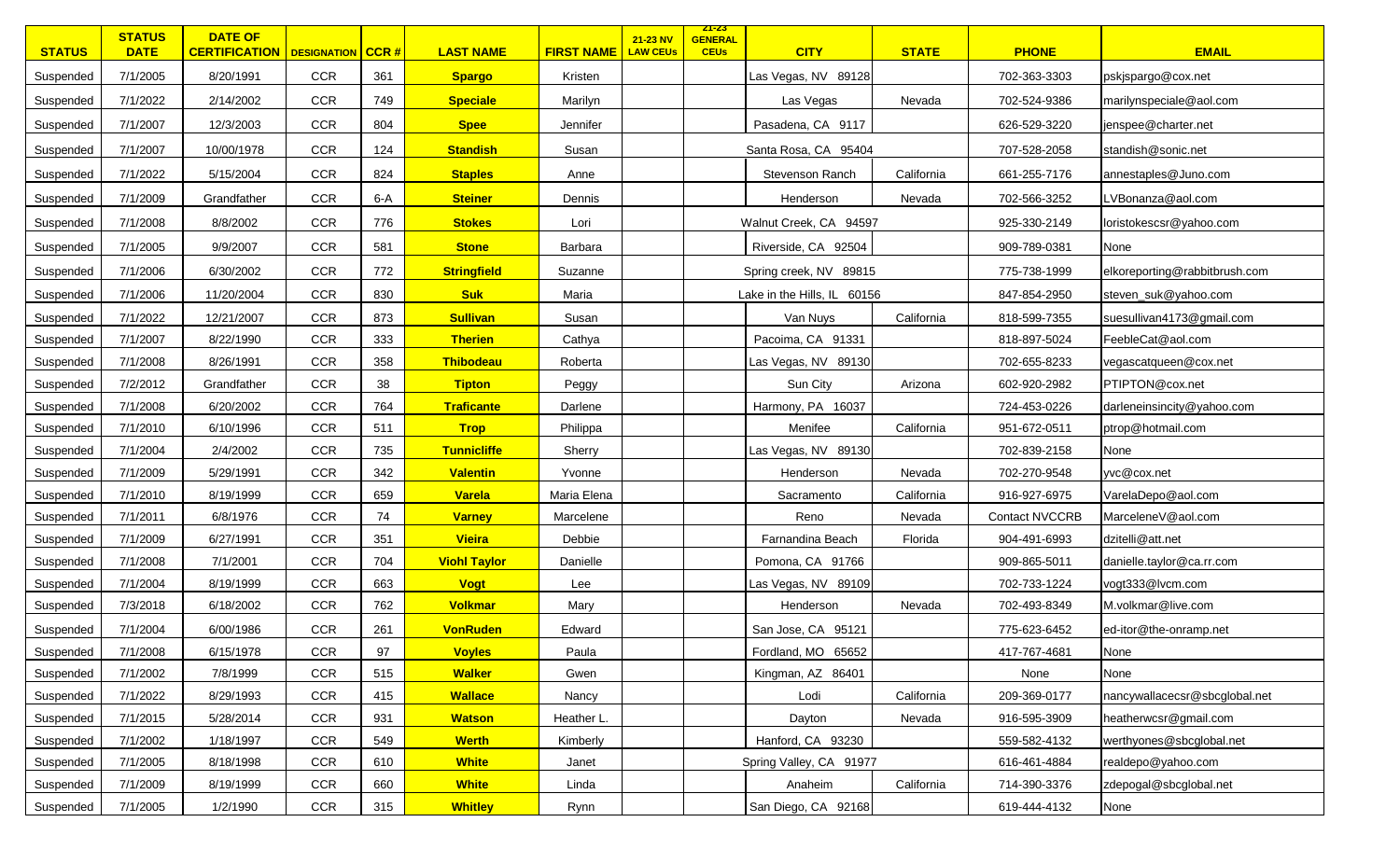| STATUS | STATUS DATE | DATE OF CERTIFICATION | DESIGNATION | CCR # | LAST NAME | FIRST NAME | 21-23 NV LAW CEUs | 21-23 GENERAL CEUs | CITY | STATE | PHONE | EMAIL |
|---|---|---|---|---|---|---|---|---|---|---|---|---|
| Suspended | 7/1/2005 | 8/20/1991 | CCR | 361 | Spargo | Kristen | | | Las Vegas, NV 89128 | | 702-363-3303 | pskjspargo@cox.net |
| Suspended | 7/1/2022 | 2/14/2002 | CCR | 749 | Speciale | Marilyn | | | Las Vegas | Nevada | 702-524-9386 | marilynspeciale@aol.com |
| Suspended | 7/1/2007 | 12/3/2003 | CCR | 804 | Spee | Jennifer | | | Pasadena, CA 9117 | | 626-529-3220 | jenspee@charter.net |
| Suspended | 7/1/2007 | 10/00/1978 | CCR | 124 | Standish | Susan | | | Santa Rosa, CA 95404 | | 707-528-2058 | standish@sonic.net |
| Suspended | 7/1/2022 | 5/15/2004 | CCR | 824 | Staples | Anne | | | Stevenson Ranch | California | 661-255-7176 | annestaples@Juno.com |
| Suspended | 7/1/2009 | Grandfather | CCR | 6-A | Steiner | Dennis | | | Henderson | Nevada | 702-566-3252 | LVBonanza@aol.com |
| Suspended | 7/1/2008 | 8/8/2002 | CCR | 776 | Stokes | Lori | | | Walnut Creek, CA 94597 | | 925-330-2149 | loristokescsr@yahoo.com |
| Suspended | 7/1/2005 | 9/9/2007 | CCR | 581 | Stone | Barbara | | | Riverside, CA 92504 | | 909-789-0381 | None |
| Suspended | 7/1/2006 | 6/30/2002 | CCR | 772 | Stringfield | Suzanne | | | Spring creek, NV 89815 | | 775-738-1999 | elkoreporting@rabbitbrush.com |
| Suspended | 7/1/2006 | 11/20/2004 | CCR | 830 | Suk | Maria | | | Lake in the Hills, IL 60156 | | 847-854-2950 | steven_suk@yahoo.com |
| Suspended | 7/1/2022 | 12/21/2007 | CCR | 873 | Sullivan | Susan | | | Van Nuys | California | 818-599-7355 | suesullivan4173@gmail.com |
| Suspended | 7/1/2007 | 8/22/1990 | CCR | 333 | Therien | Cathya | | | Pacoima, CA 91331 | | 818-897-5024 | FeebleCat@aol.com |
| Suspended | 7/1/2008 | 8/26/1991 | CCR | 358 | Thibodeau | Roberta | | | Las Vegas, NV 89130 | | 702-655-8233 | vegascatqueen@cox.net |
| Suspended | 7/2/2012 | Grandfather | CCR | 38 | Tipton | Peggy | | | Sun City | Arizona | 602-920-2982 | PTIPTON@cox.net |
| Suspended | 7/1/2008 | 6/20/2002 | CCR | 764 | Traficante | Darlene | | | Harmony, PA 16037 | | 724-453-0226 | darleneinsincity@yahoo.com |
| Suspended | 7/1/2010 | 6/10/1996 | CCR | 511 | Trop | Philippa | | | Menifee | California | 951-672-0511 | ptrop@hotmail.com |
| Suspended | 7/1/2004 | 2/4/2002 | CCR | 735 | Tunnicliffe | Sherry | | | Las Vegas, NV 89130 | | 702-839-2158 | None |
| Suspended | 7/1/2009 | 5/29/1991 | CCR | 342 | Valentin | Yvonne | | | Henderson | Nevada | 702-270-9548 | yvc@cox.net |
| Suspended | 7/1/2010 | 8/19/1999 | CCR | 659 | Varela | Maria Elena | | | Sacramento | California | 916-927-6975 | VarelaDepo@aol.com |
| Suspended | 7/1/2011 | 6/8/1976 | CCR | 74 | Varney | Marcelene | | | Reno | Nevada | Contact NVCCRB | MarceleneV@aol.com |
| Suspended | 7/1/2009 | 6/27/1991 | CCR | 351 | Vieira | Debbie | | | Farnandina Beach | Florida | 904-491-6993 | dzitelli@att.net |
| Suspended | 7/1/2008 | 7/1/2001 | CCR | 704 | Viohl Taylor | Danielle | | | Pomona, CA 91766 | | 909-865-5011 | danielle.taylor@ca.rr.com |
| Suspended | 7/1/2004 | 8/19/1999 | CCR | 663 | Vogt | Lee | | | Las Vegas, NV 89109 | | 702-733-1224 | vogt333@lvcm.com |
| Suspended | 7/3/2018 | 6/18/2002 | CCR | 762 | Volkmar | Mary | | | Henderson | Nevada | 702-493-8349 | M.volkmar@live.com |
| Suspended | 7/1/2004 | 6/00/1986 | CCR | 261 | VonRuden | Edward | | | San Jose, CA 95121 | | 775-623-6452 | ed-itor@the-onramp.net |
| Suspended | 7/1/2008 | 6/15/1978 | CCR | 97 | Voyles | Paula | | | Fordland, MO 65652 | | 417-767-4681 | None |
| Suspended | 7/1/2002 | 7/8/1999 | CCR | 515 | Walker | Gwen | | | Kingman, AZ 86401 | | None | None |
| Suspended | 7/1/2022 | 8/29/1993 | CCR | 415 | Wallace | Nancy | | | Lodi | California | 209-369-0177 | nancywallacecsr@sbcglobal.net |
| Suspended | 7/1/2015 | 5/28/2014 | CCR | 931 | Watson | Heather L. | | | Dayton | Nevada | 916-595-3909 | heatherwcsr@gmail.com |
| Suspended | 7/1/2002 | 1/18/1997 | CCR | 549 | Werth | Kimberly | | | Hanford, CA 93230 | | 559-582-4132 | werthyones@sbcglobal.net |
| Suspended | 7/1/2005 | 8/18/1998 | CCR | 610 | White | Janet | | | Spring Valley, CA 91977 | | 616-461-4884 | realdepo@yahoo.com |
| Suspended | 7/1/2009 | 8/19/1999 | CCR | 660 | White | Linda | | | Anaheim | California | 714-390-3376 | zdepogal@sbcglobal.net |
| Suspended | 7/1/2005 | 1/2/1990 | CCR | 315 | Whitley | Rynn | | | San Diego, CA 92168 | | 619-444-4132 | None |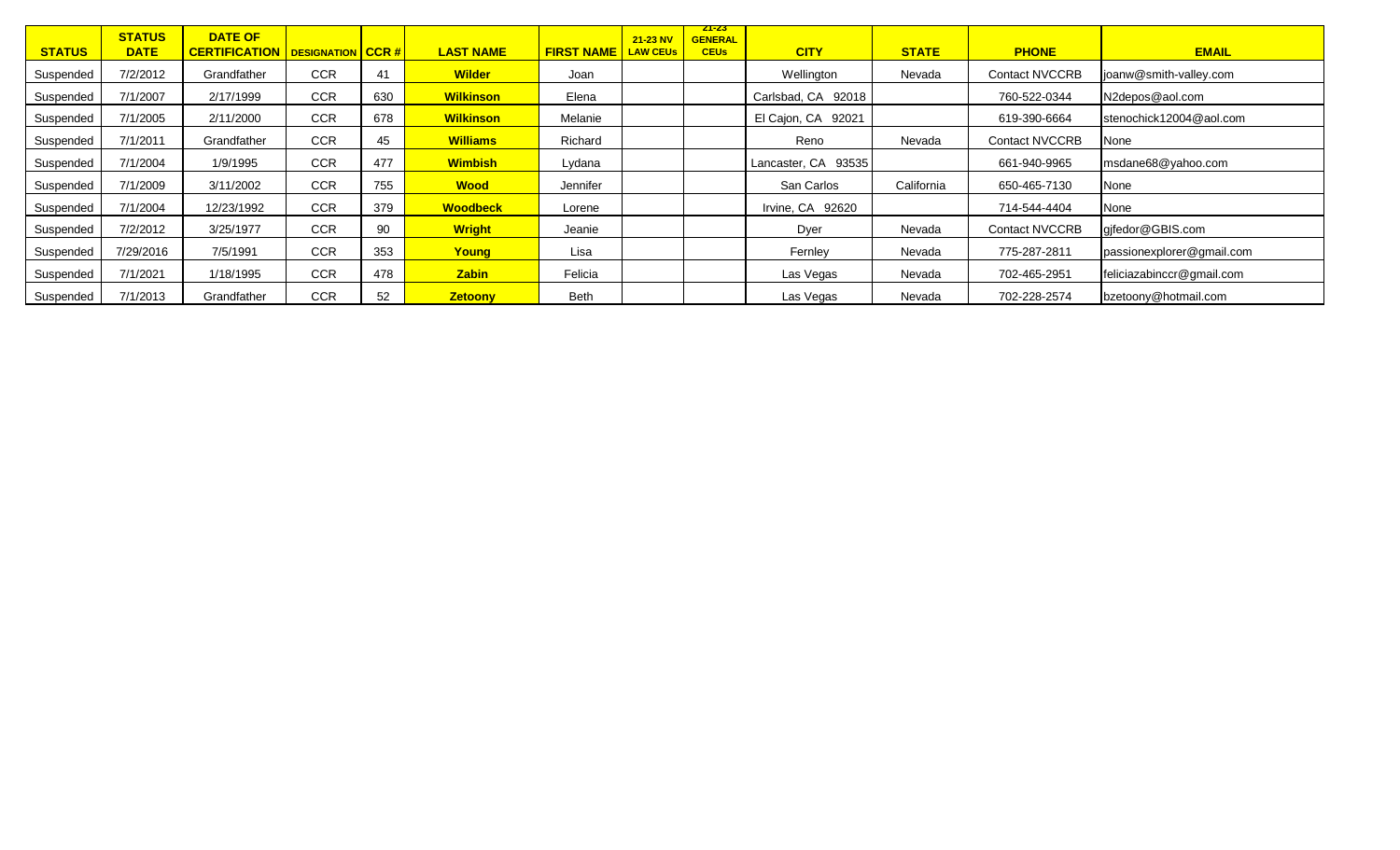| STATUS | STATUS DATE | DATE OF CERTIFICATION | DESIGNATION | CCR # | LAST NAME | FIRST NAME | 21-23 NV LAW CEUs | 21-23 GENERAL CEUs | CITY | STATE | PHONE | EMAIL |
|---|---|---|---|---|---|---|---|---|---|---|---|---|
| Suspended | 7/2/2012 | Grandfather | CCR | 41 | **Wilder** | Joan | | | Wellington | Nevada | Contact NVCCRB | joanw@smith-valley.com |
| Suspended | 7/1/2007 | 2/17/1999 | CCR | 630 | **Wilkinson** | Elena | | | Carlsbad, CA 92018 | | 760-522-0344 | N2depos@aol.com |
| Suspended | 7/1/2005 | 2/11/2000 | CCR | 678 | **Wilkinson** | Melanie | | | El Cajon, CA 92021 | | 619-390-6664 | stenochick12004@aol.com |
| Suspended | 7/1/2011 | Grandfather | CCR | 45 | **Williams** | Richard | | | Reno | Nevada | Contact NVCCRB | None |
| Suspended | 7/1/2004 | 1/9/1995 | CCR | 477 | **Wimbish** | Lydana | | | Lancaster, CA 93535 | | 661-940-9965 | msdane68@yahoo.com |
| Suspended | 7/1/2009 | 3/11/2002 | CCR | 755 | **Wood** | Jennifer | | | San Carlos | California | 650-465-7130 | None |
| Suspended | 7/1/2004 | 12/23/1992 | CCR | 379 | **Woodbeck** | Lorene | | | Irvine, CA 92620 | | 714-544-4404 | None |
| Suspended | 7/2/2012 | 3/25/1977 | CCR | 90 | **Wright** | Jeanie | | | Dyer | Nevada | Contact NVCCRB | gjfedor@GBIS.com |
| Suspended | 7/29/2016 | 7/5/1991 | CCR | 353 | **Young** | Lisa | | | Fernley | Nevada | 775-287-2811 | passionexplorer@gmail.com |
| Suspended | 7/1/2021 | 1/18/1995 | CCR | 478 | **Zabin** | Felicia | | | Las Vegas | Nevada | 702-465-2951 | feliciazabinccr@gmail.com |
| Suspended | 7/1/2013 | Grandfather | CCR | 52 | **Zetoony** | Beth | | | Las Vegas | Nevada | 702-228-2574 | bzetoony@hotmail.com |